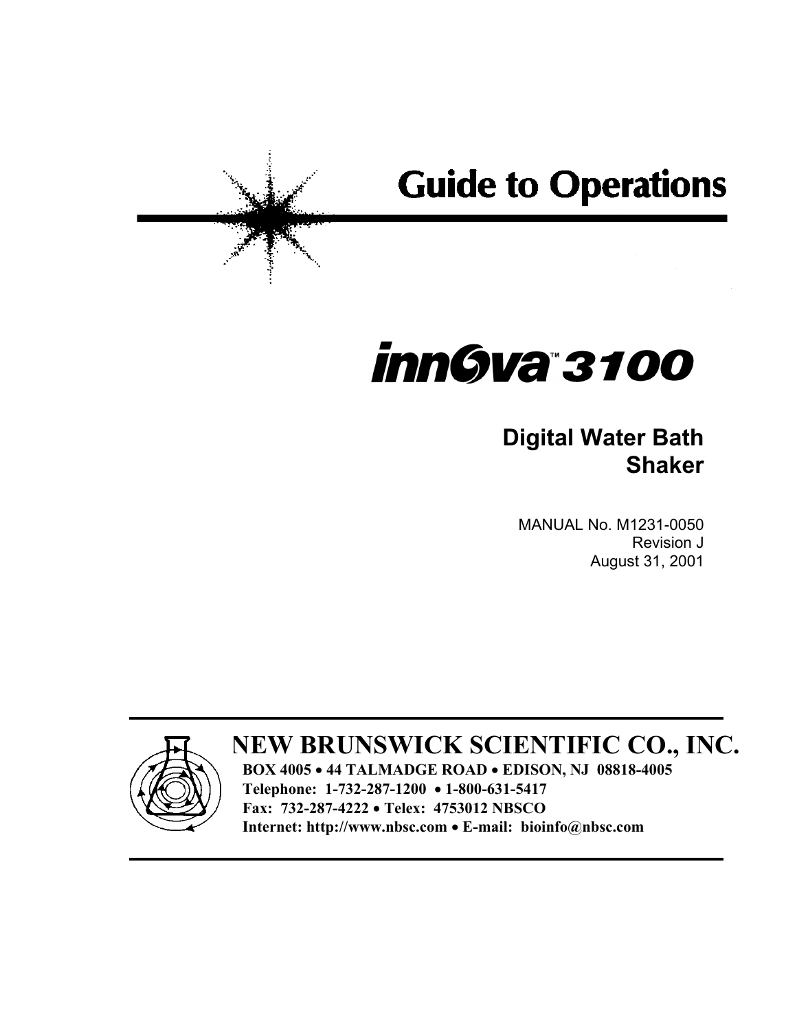# Guide to Operations

# innova™ 3100

## Digital Water Bath Shaker

MANUAL No. M1231-0050
Revision J
August 31, 2001

## NEW BRUNSWICK SCIENTIFIC CO., INC.

**BOX 4005 • 44 TALMADGE ROAD • EDISON, NJ 08818-4005**
**Telephone: 1-732-287-1200 • 1-800-631-5417**
**Fax: 732-287-4222 • Telex: 4753012 NBSCO**
**Internet: http://www.nbsc.com • E-mail: bioinfo@nbsc.com**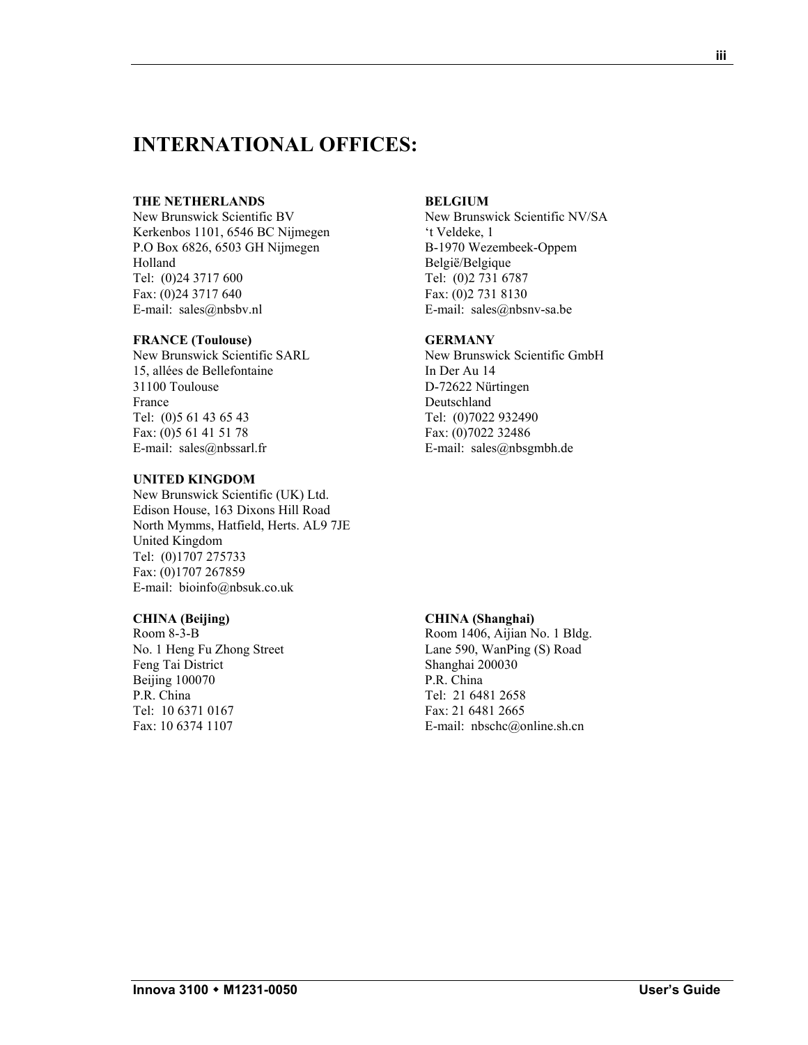# INTERNATIONAL OFFICES:

**THE NETHERLANDS**
New Brunswick Scientific BV
Kerkenbos 1101, 6546 BC Nijmegen
P.O Box 6826, 6503 GH Nijmegen
Holland
Tel: (0)24 3717 600
Fax: (0)24 3717 640
E-mail: sales@nbsbv.nl

**BELGIUM**
New Brunswick Scientific NV/SA
't Veldeke, 1
B-1970 Wezembeek-Oppem
België/Belgique
Tel: (0)2 731 6787
Fax: (0)2 731 8130
E-mail: sales@nbsnv-sa.be

**FRANCE (Toulouse)**
New Brunswick Scientific SARL
15, allées de Bellefontaine
31100 Toulouse
France
Tel: (0)5 61 43 65 43
Fax: (0)5 61 41 51 78
E-mail: sales@nbssarl.fr

**GERMANY**
New Brunswick Scientific GmbH
In Der Au 14
D-72622 Nürtingen
Deutschland
Tel: (0)7022 932490
Fax: (0)7022 32486
E-mail: sales@nbsgmbh.de

**UNITED KINGDOM**
New Brunswick Scientific (UK) Ltd.
Edison House, 163 Dixons Hill Road
North Mymms, Hatfield, Herts. AL9 7JE
United Kingdom
Tel: (0)1707 275733
Fax: (0)1707 267859
E-mail: bioinfo@nbsuk.co.uk

**CHINA (Beijing)**
Room 8-3-B
No. 1 Heng Fu Zhong Street
Feng Tai District
Beijing 100070
P.R. China
Tel: 10 6371 0167
Fax: 10 6374 1107

**CHINA (Shanghai)**
Room 1406, Aijian No. 1 Bldg.
Lane 590, WanPing (S) Road
Shanghai 200030
P.R. China
Tel: 21 6481 2658
Fax: 21 6481 2665
E-mail: nbschc@online.sh.cn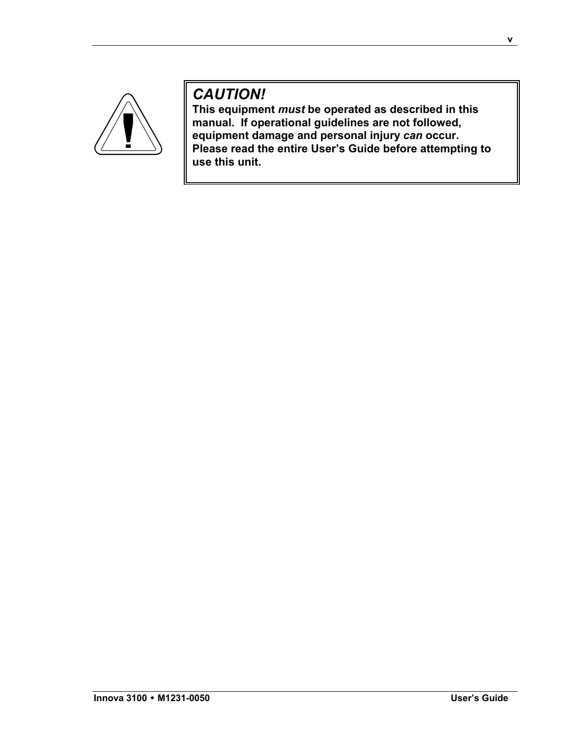***CAUTION!***

**This equipment *must* be operated as described in this manual. If operational guidelines are not followed, equipment damage and personal injury *can* occur. Please read the entire User's Guide before attempting to use this unit.**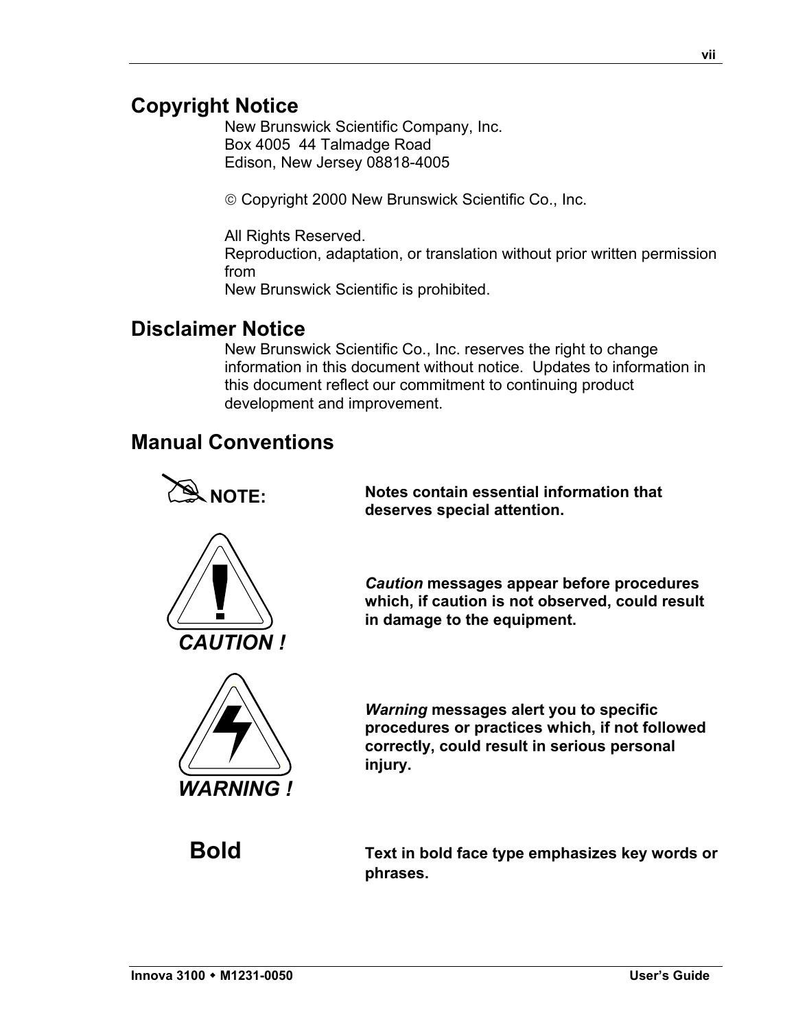## Copyright Notice

New Brunswick Scientific Company, Inc.
Box 4005 44 Talmadge Road
Edison, New Jersey 08818-4005

© Copyright 2000 New Brunswick Scientific Co., Inc.

All Rights Reserved.
Reproduction, adaptation, or translation without prior written permission from
New Brunswick Scientific is prohibited.

## Disclaimer Notice

New Brunswick Scientific Co., Inc. reserves the right to change information in this document without notice. Updates to information in this document reflect our commitment to continuing product development and improvement.

## Manual Conventions

**NOTE:** **Notes contain essential information that deserves special attention.**

***CAUTION !*** ***Caution*** **messages appear before procedures which, if caution is not observed, could result in damage to the equipment.**

***WARNING !*** ***Warning*** **messages alert you to specific procedures or practices which, if not followed correctly, could result in serious personal injury.**

**Bold** **Text in bold face type emphasizes key words or phrases.**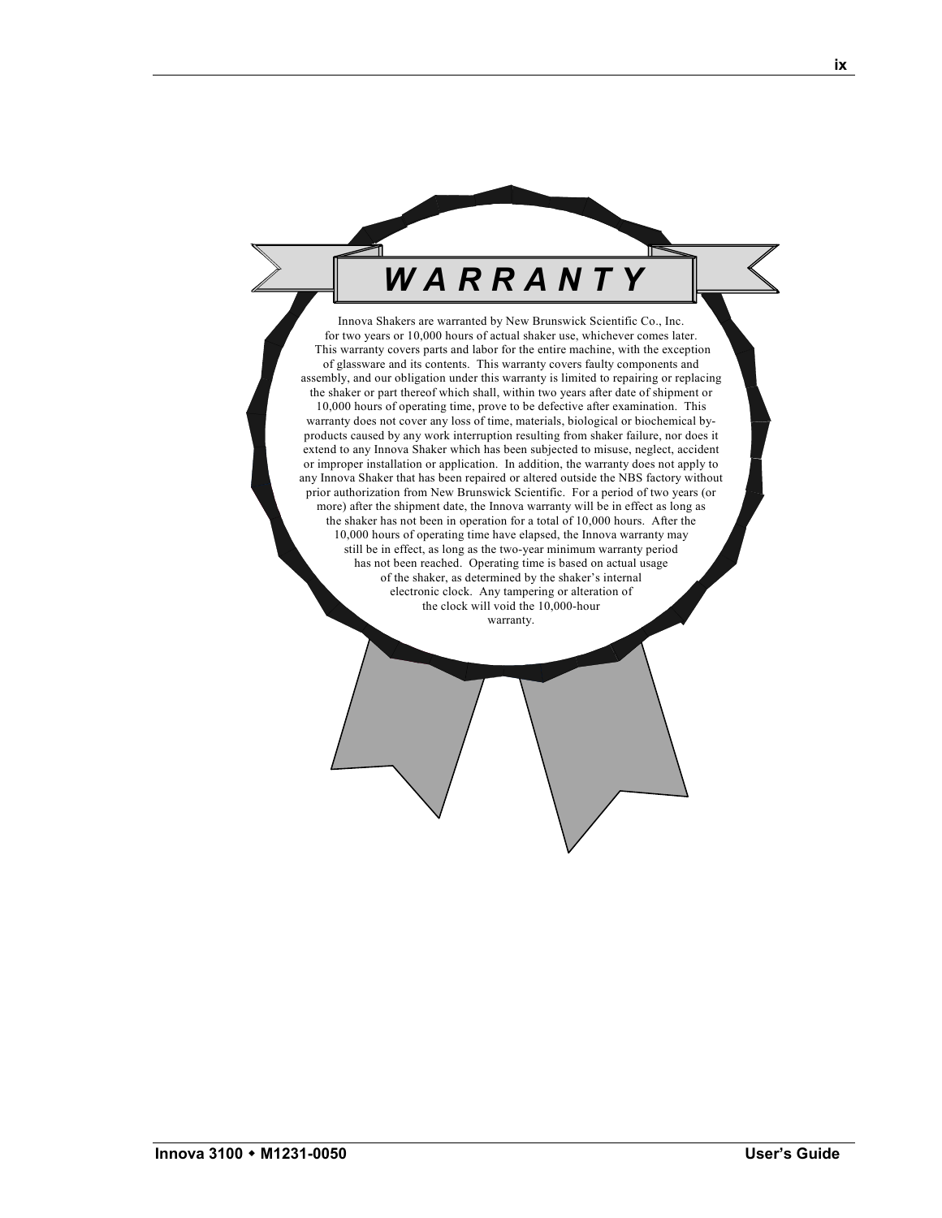# *WARRANTY*

Innova Shakers are warranted by New Brunswick Scientific Co., Inc. for two years or 10,000 hours of actual shaker use, whichever comes later. This warranty covers parts and labor for the entire machine, with the exception of glassware and its contents. This warranty covers faulty components and assembly, and our obligation under this warranty is limited to repairing or replacing the shaker or part thereof which shall, within two years after date of shipment or 10,000 hours of operating time, prove to be defective after examination. This warranty does not cover any loss of time, materials, biological or biochemical by-products caused by any work interruption resulting from shaker failure, nor does it extend to any Innova Shaker which has been subjected to misuse, neglect, accident or improper installation or application. In addition, the warranty does not apply to any Innova Shaker that has been repaired or altered outside the NBS factory without prior authorization from New Brunswick Scientific. For a period of two years (or more) after the shipment date, the Innova warranty will be in effect as long as the shaker has not been in operation for a total of 10,000 hours. After the 10,000 hours of operating time have elapsed, the Innova warranty may still be in effect, as long as the two-year minimum warranty period has not been reached. Operating time is based on actual usage of the shaker, as determined by the shaker's internal electronic clock. Any tampering or alteration of the clock will void the 10,000-hour warranty.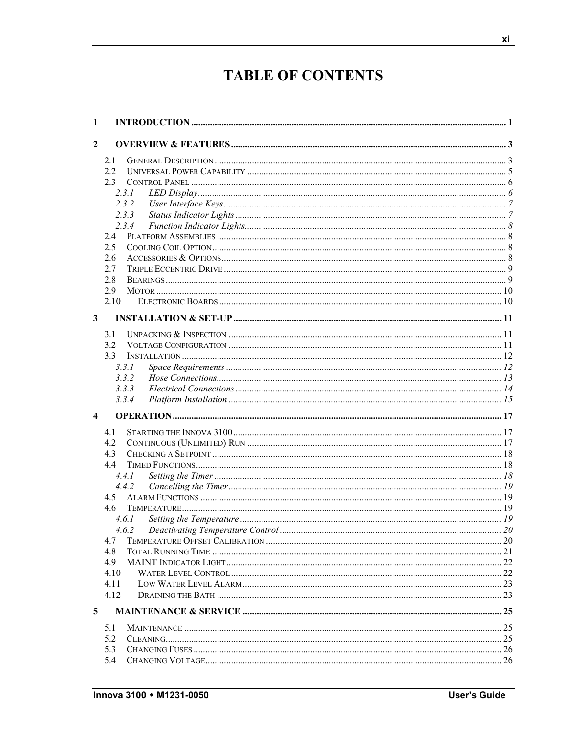# TABLE OF CONTENTS

**1 INTRODUCTION** ..... 1

**2 OVERVIEW & FEATURES** ..... 3

- 2.1 General Description ..... 3
- 2.2 Universal Power Capability ..... 5
- 2.3 Control Panel ..... 6
  - *2.3.1 LED Display* ..... 6
  - *2.3.2 User Interface Keys* ..... 7
  - *2.3.3 Status Indicator Lights* ..... 7
  - *2.3.4 Function Indicator Lights* ..... 8
- 2.4 Platform Assemblies ..... 8
- 2.5 Cooling Coil Option ..... 8
- 2.6 Accessories & Options ..... 8
- 2.7 Triple Eccentric Drive ..... 9
- 2.8 Bearings ..... 9
- 2.9 Motor ..... 10
- 2.10 Electronic Boards ..... 10

**3 INSTALLATION & SET-UP** ..... 11

- 3.1 Unpacking & Inspection ..... 11
- 3.2 Voltage Configuration ..... 11
- 3.3 Installation ..... 12
  - *3.3.1 Space Requirements* ..... 12
  - *3.3.2 Hose Connections* ..... 13
  - *3.3.3 Electrical Connections* ..... 14
  - *3.3.4 Platform Installation* ..... 15

**4 OPERATION** ..... 17

- 4.1 Starting the Innova 3100 ..... 17
- 4.2 Continuous (Unlimited) Run ..... 17
- 4.3 Checking a Setpoint ..... 18
- 4.4 Timed Functions ..... 18
  - *4.4.1 Setting the Timer* ..... 18
  - *4.4.2 Cancelling the Timer* ..... 19
- 4.5 Alarm Functions ..... 19
- 4.6 Temperature ..... 19
  - *4.6.1 Setting the Temperature* ..... 19
  - *4.6.2 Deactivating Temperature Control* ..... 20
- 4.7 Temperature Offset Calibration ..... 20
- 4.8 Total Running Time ..... 21
- 4.9 MAINT Indicator Light ..... 22
- 4.10 Water Level Control ..... 22
- 4.11 Low Water Level Alarm ..... 23
- 4.12 Draining the Bath ..... 23

**5 MAINTENANCE & SERVICE** ..... 25

- 5.1 Maintenance ..... 25
- 5.2 Cleaning ..... 25
- 5.3 Changing Fuses ..... 26
- 5.4 Changing Voltage ..... 26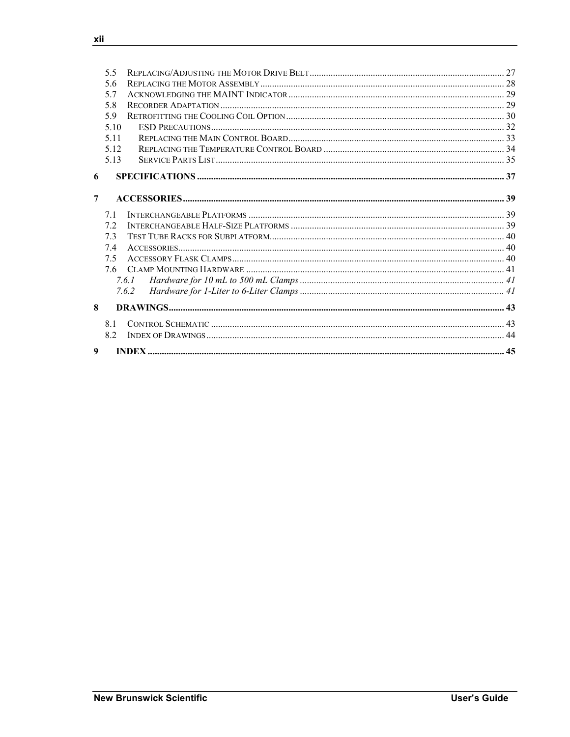5.5 Replacing/Adjusting the Motor Drive Belt ........ 27
5.6 Replacing the Motor Assembly ........ 28
5.7 Acknowledging the MAINT Indicator ........ 29
5.8 Recorder Adaptation ........ 29
5.9 Retrofitting the Cooling Coil Option ........ 30
5.10 ESD Precautions ........ 32
5.11 Replacing the Main Control Board ........ 33
5.12 Replacing the Temperature Control Board ........ 34
5.13 Service Parts List ........ 35

**6 SPECIFICATIONS ........ 37**

**7 ACCESSORIES ........ 39**

7.1 Interchangeable Platforms ........ 39
7.2 Interchangeable Half-Size Platforms ........ 39
7.3 Test Tube Racks for Subplatform ........ 40
7.4 Accessories ........ 40
7.5 Accessory Flask Clamps ........ 40
7.6 Clamp Mounting Hardware ........ 41
*7.6.1 Hardware for 10 mL to 500 mL Clamps ........ 41*
*7.6.2 Hardware for 1-Liter to 6-Liter Clamps ........ 41*

**8 DRAWINGS ........ 43**

8.1 Control Schematic ........ 43
8.2 Index of Drawings ........ 44

**9 INDEX ........ 45**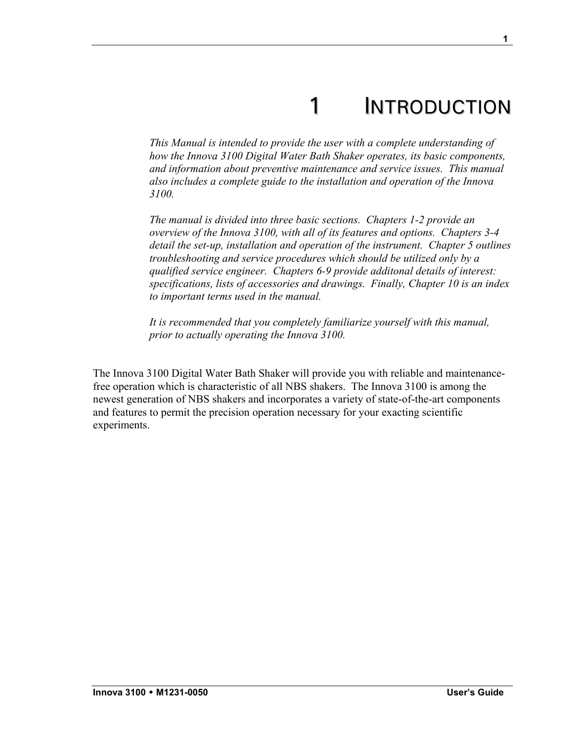# 1 INTRODUCTION

*This Manual is intended to provide the user with a complete understanding of how the Innova 3100 Digital Water Bath Shaker operates, its basic components, and information about preventive maintenance and service issues. This manual also includes a complete guide to the installation and operation of the Innova 3100.*

*The manual is divided into three basic sections. Chapters 1-2 provide an overview of the Innova 3100, with all of its features and options. Chapters 3-4 detail the set-up, installation and operation of the instrument. Chapter 5 outlines troubleshooting and service procedures which should be utilized only by a qualified service engineer. Chapters 6-9 provide additonal details of interest: specifications, lists of accessories and drawings. Finally, Chapter 10 is an index to important terms used in the manual.*

*It is recommended that you completely familiarize yourself with this manual, prior to actually operating the Innova 3100.*

The Innova 3100 Digital Water Bath Shaker will provide you with reliable and maintenance-free operation which is characteristic of all NBS shakers. The Innova 3100 is among the newest generation of NBS shakers and incorporates a variety of state-of-the-art components and features to permit the precision operation necessary for your exacting scientific experiments.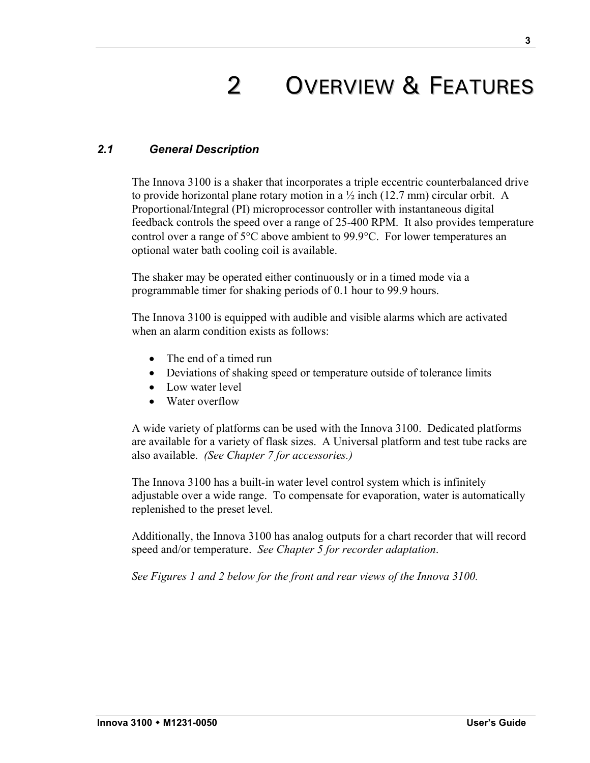# 2 Overview & Features

## 2.1 General Description

The Innova 3100 is a shaker that incorporates a triple eccentric counterbalanced drive to provide horizontal plane rotary motion in a ½ inch (12.7 mm) circular orbit. A Proportional/Integral (PI) microprocessor controller with instantaneous digital feedback controls the speed over a range of 25-400 RPM. It also provides temperature control over a range of 5°C above ambient to 99.9°C. For lower temperatures an optional water bath cooling coil is available.

The shaker may be operated either continuously or in a timed mode via a programmable timer for shaking periods of 0.1 hour to 99.9 hours.

The Innova 3100 is equipped with audible and visible alarms which are activated when an alarm condition exists as follows:

- The end of a timed run
- Deviations of shaking speed or temperature outside of tolerance limits
- Low water level
- Water overflow

A wide variety of platforms can be used with the Innova 3100. Dedicated platforms are available for a variety of flask sizes. A Universal platform and test tube racks are also available. *(See Chapter 7 for accessories.)*

The Innova 3100 has a built-in water level control system which is infinitely adjustable over a wide range. To compensate for evaporation, water is automatically replenished to the preset level.

Additionally, the Innova 3100 has analog outputs for a chart recorder that will record speed and/or temperature. *See Chapter 5 for recorder adaptation*.

*See Figures 1 and 2 below for the front and rear views of the Innova 3100.*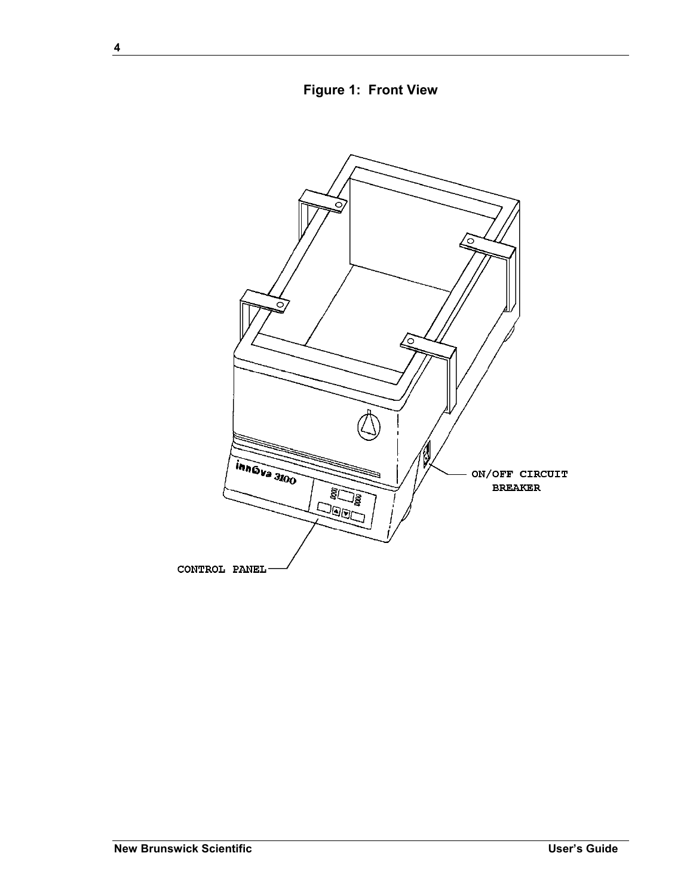**Figure 1: Front View**

ON/OFF CIRCUIT BREAKER

CONTROL PANEL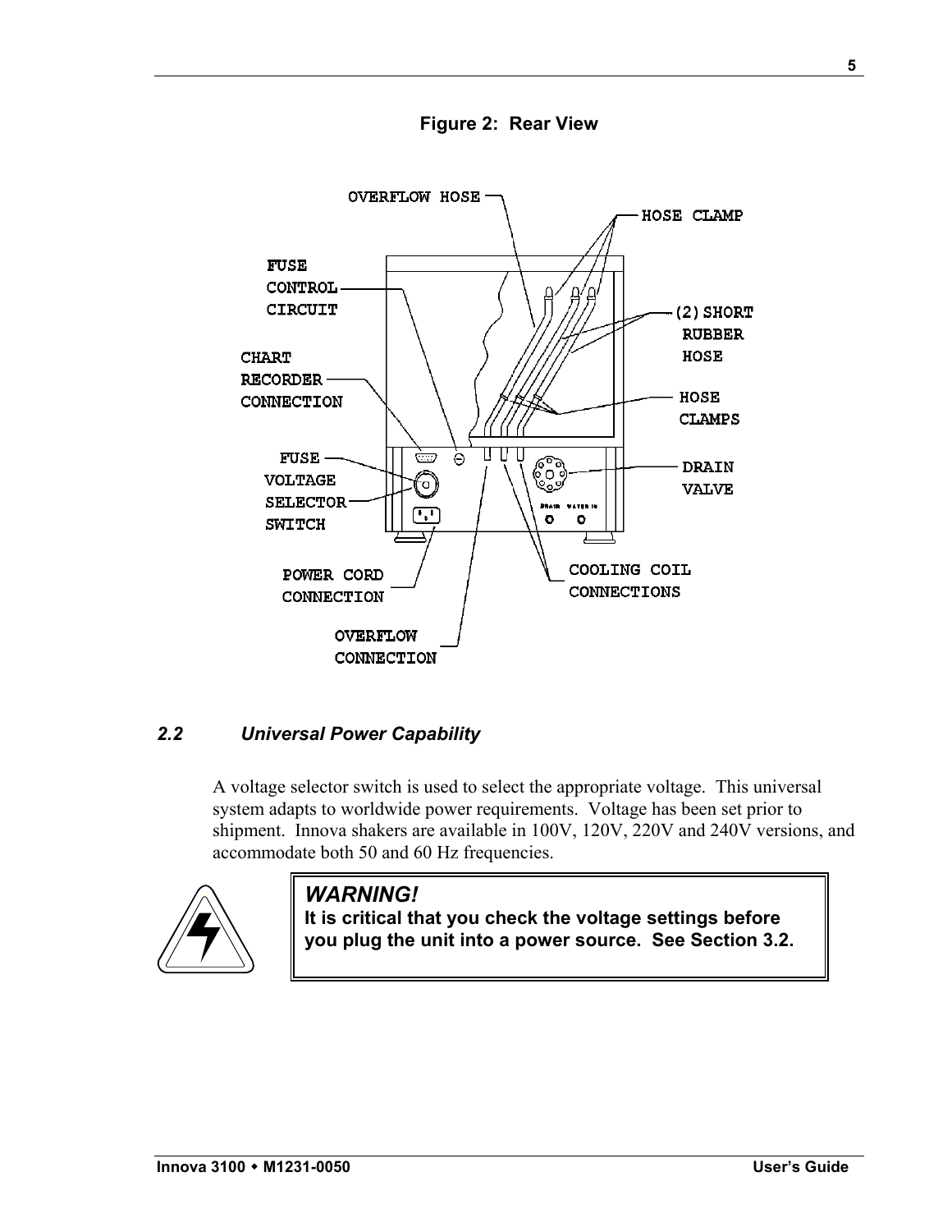**Figure 2: Rear View**

OVERFLOW HOSE

HOSE CLAMP

FUSE CONTROL CIRCUIT

(2) SHORT RUBBER HOSE

CHART RECORDER CONNECTION

HOSE CLAMPS

FUSE VOLTAGE SELECTOR SWITCH

DRAIN VALVE

DRAIN WATER IN

POWER CORD CONNECTION

COOLING COIL CONNECTIONS

OVERFLOW CONNECTION

### *2.2 Universal Power Capability*

A voltage selector switch is used to select the appropriate voltage. This universal system adapts to worldwide power requirements. Voltage has been set prior to shipment. Innova shakers are available in 100V, 120V, 220V and 240V versions, and accommodate both 50 and 60 Hz frequencies.

> ***WARNING!***
> **It is critical that you check the voltage settings before you plug the unit into a power source. See Section 3.2.**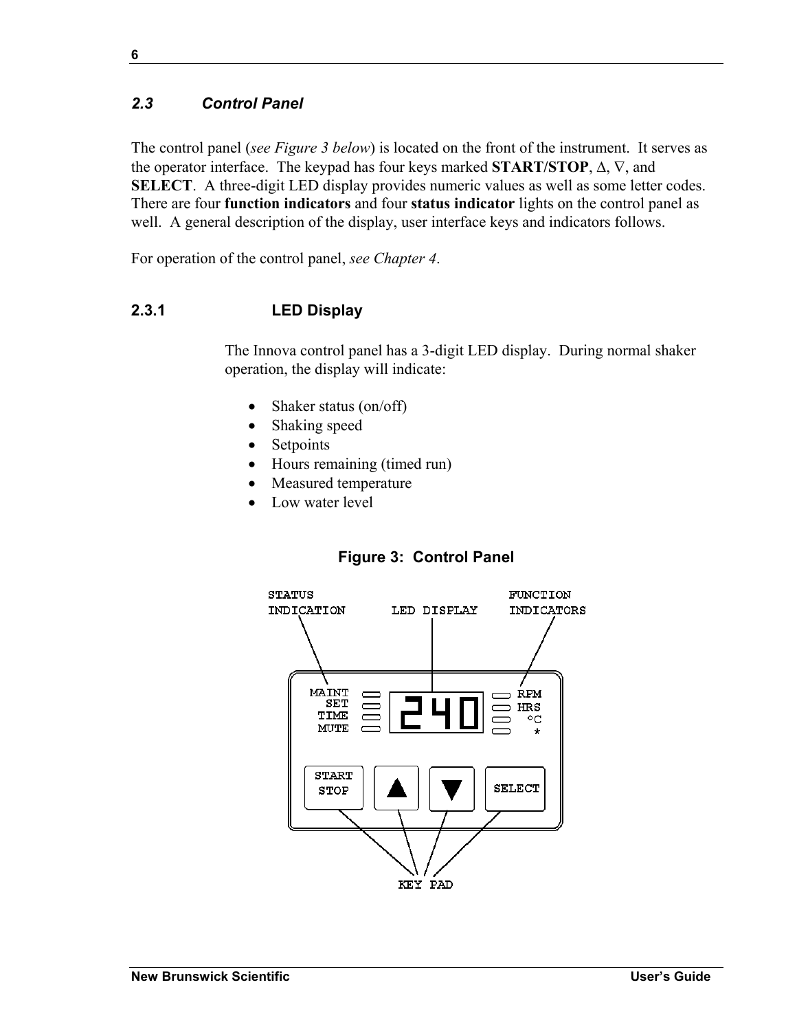## 2.3 Control Panel

The control panel (*see Figure 3 below*) is located on the front of the instrument. It serves as the operator interface. The keypad has four keys marked **START/STOP**, ∆, ∇, and **SELECT**. A three-digit LED display provides numeric values as well as some letter codes. There are four **function indicators** and four **status indicator** lights on the control panel as well. A general description of the display, user interface keys and indicators follows.

For operation of the control panel, *see Chapter 4*.

### 2.3.1 LED Display

The Innova control panel has a 3-digit LED display. During normal shaker operation, the display will indicate:

- Shaker status (on/off)
- Shaking speed
- Setpoints
- Hours remaining (timed run)
- Measured temperature
- Low water level

**Figure 3: Control Panel**

STATUS INDICATION | LED DISPLAY | FUNCTION INDICATORS

MAINT, SET, TIME, MUTE | 240 | RPM, HRS, °C, *

START STOP | ▲ | ▼ | SELECT

KEY PAD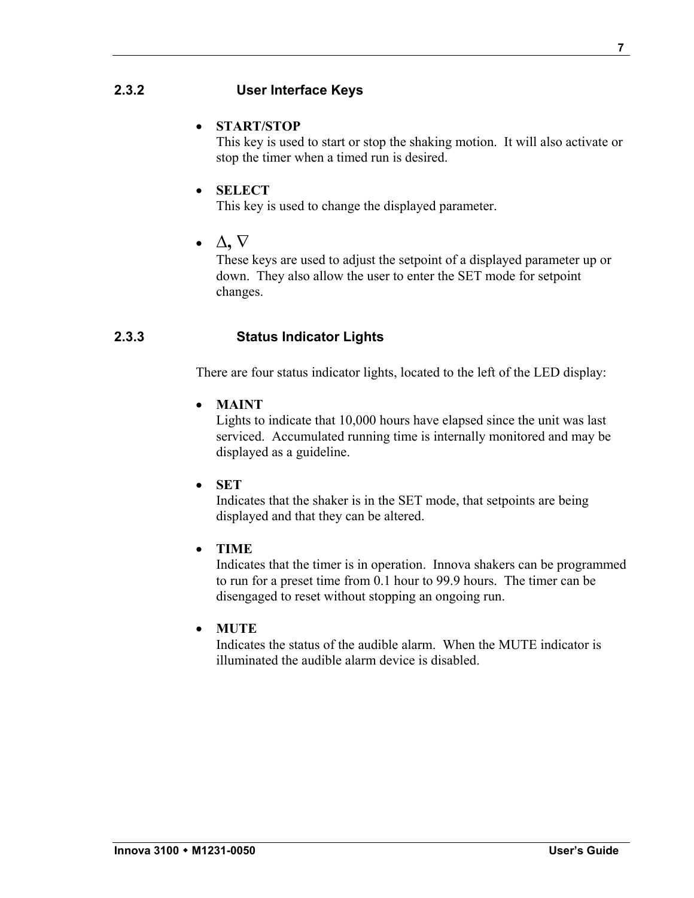### 2.3.2 User Interface Keys

- **START/STOP**
  This key is used to start or stop the shaking motion. It will also activate or stop the timer when a timed run is desired.

- **SELECT**
  This key is used to change the displayed parameter.

- **∆, ∇**
  These keys are used to adjust the setpoint of a displayed parameter up or down. They also allow the user to enter the SET mode for setpoint changes.

### 2.3.3 Status Indicator Lights

There are four status indicator lights, located to the left of the LED display:

- **MAINT**
  Lights to indicate that 10,000 hours have elapsed since the unit was last serviced. Accumulated running time is internally monitored and may be displayed as a guideline.

- **SET**
  Indicates that the shaker is in the SET mode, that setpoints are being displayed and that they can be altered.

- **TIME**
  Indicates that the timer is in operation. Innova shakers can be programmed to run for a preset time from 0.1 hour to 99.9 hours. The timer can be disengaged to reset without stopping an ongoing run.

- **MUTE**
  Indicates the status of the audible alarm. When the MUTE indicator is illuminated the audible alarm device is disabled.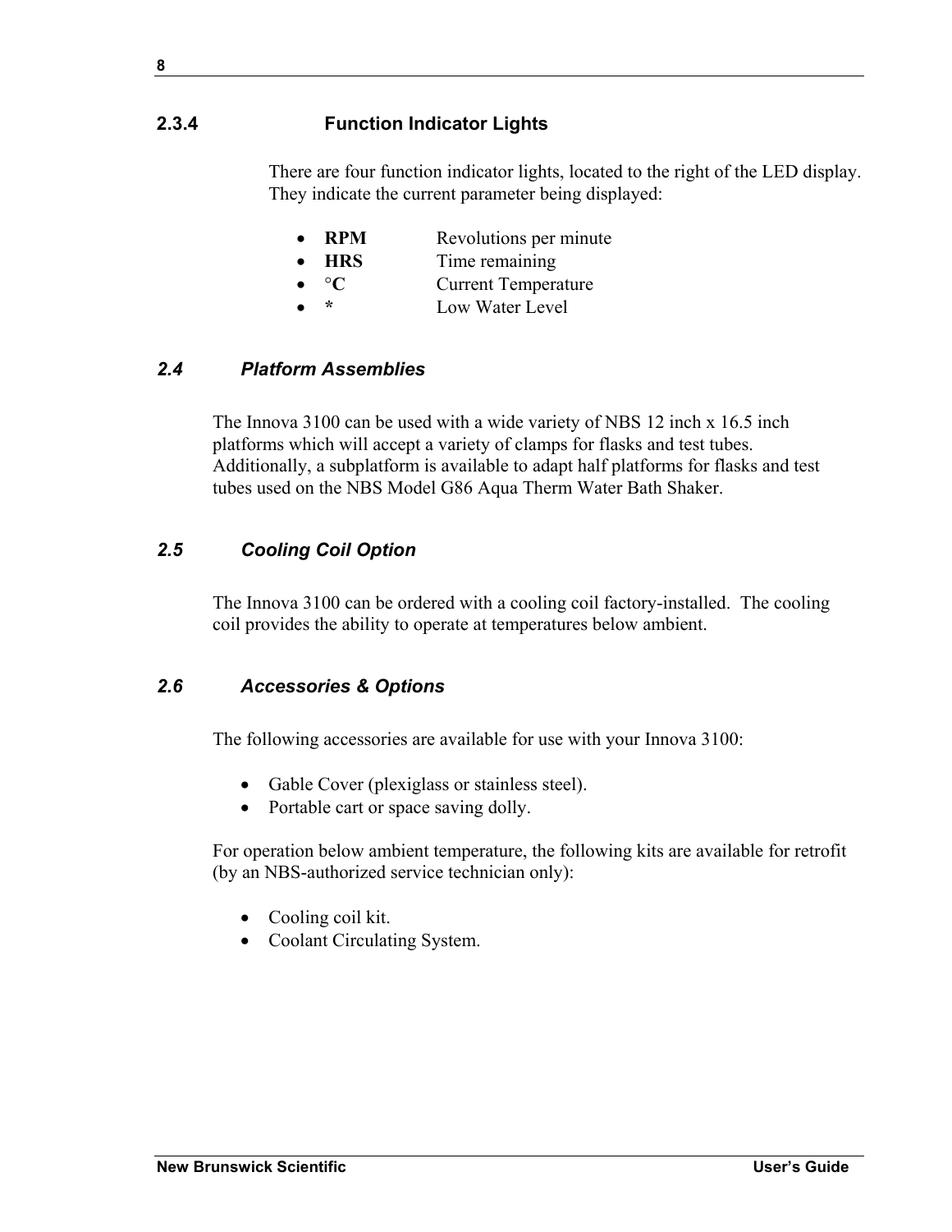### 2.3.4 Function Indicator Lights

There are four function indicator lights, located to the right of the LED display. They indicate the current parameter being displayed:

- **RPM** Revolutions per minute
- **HRS** Time remaining
- **°C** Current Temperature
- **\*** Low Water Level

## *2.4 Platform Assemblies*

The Innova 3100 can be used with a wide variety of NBS 12 inch x 16.5 inch platforms which will accept a variety of clamps for flasks and test tubes. Additionally, a subplatform is available to adapt half platforms for flasks and test tubes used on the NBS Model G86 Aqua Therm Water Bath Shaker.

## *2.5 Cooling Coil Option*

The Innova 3100 can be ordered with a cooling coil factory-installed. The cooling coil provides the ability to operate at temperatures below ambient.

## *2.6 Accessories & Options*

The following accessories are available for use with your Innova 3100:

- Gable Cover (plexiglass or stainless steel).
- Portable cart or space saving dolly.

For operation below ambient temperature, the following kits are available for retrofit (by an NBS-authorized service technician only):

- Cooling coil kit.
- Coolant Circulating System.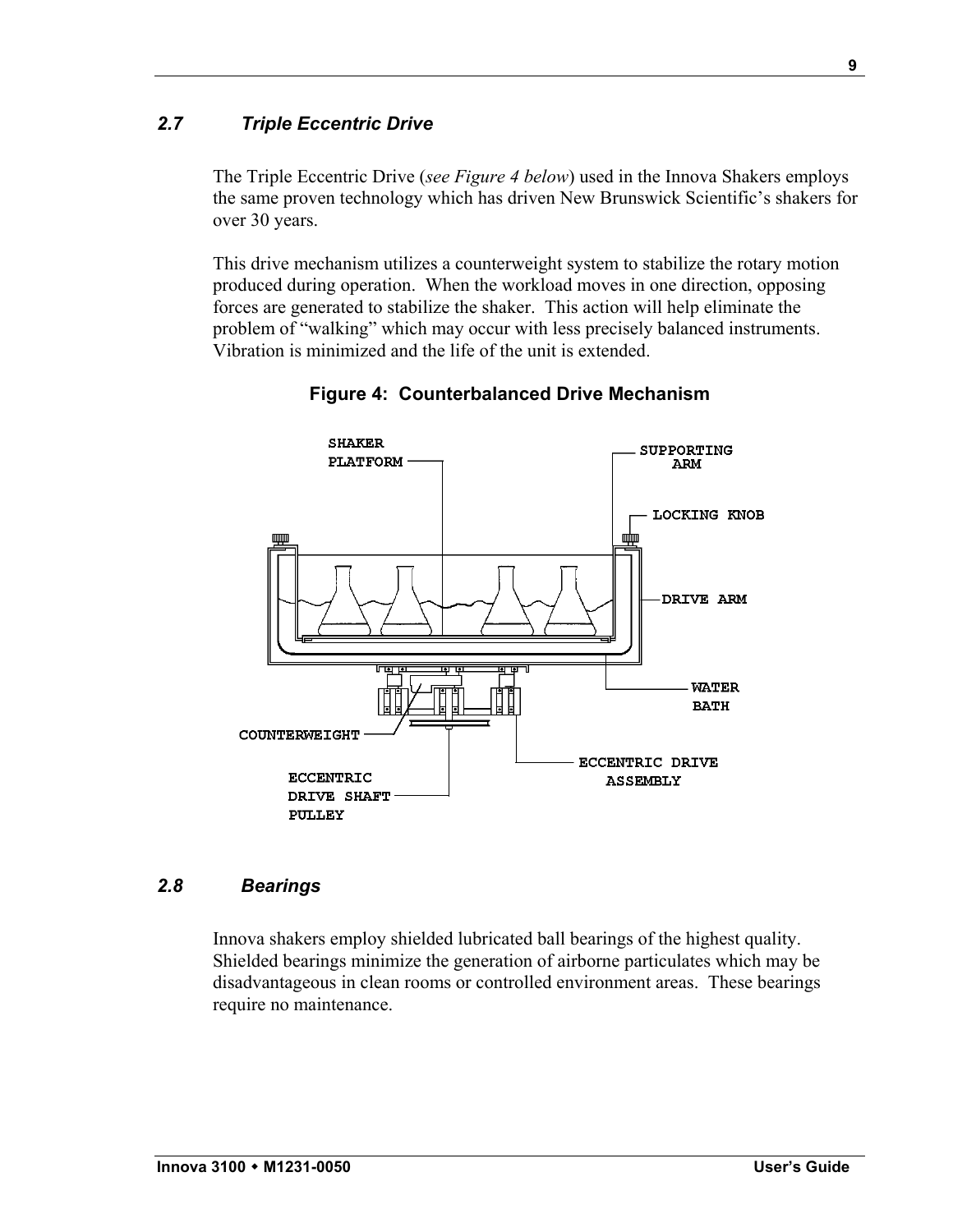## 2.7 Triple Eccentric Drive

The Triple Eccentric Drive (*see Figure 4 below*) used in the Innova Shakers employs the same proven technology which has driven New Brunswick Scientific's shakers for over 30 years.

This drive mechanism utilizes a counterweight system to stabilize the rotary motion produced during operation. When the workload moves in one direction, opposing forces are generated to stabilize the shaker. This action will help eliminate the problem of "walking" which may occur with less precisely balanced instruments. Vibration is minimized and the life of the unit is extended.

**Figure 4: Counterbalanced Drive Mechanism**

## 2.8 Bearings

Innova shakers employ shielded lubricated ball bearings of the highest quality. Shielded bearings minimize the generation of airborne particulates which may be disadvantageous in clean rooms or controlled environment areas. These bearings require no maintenance.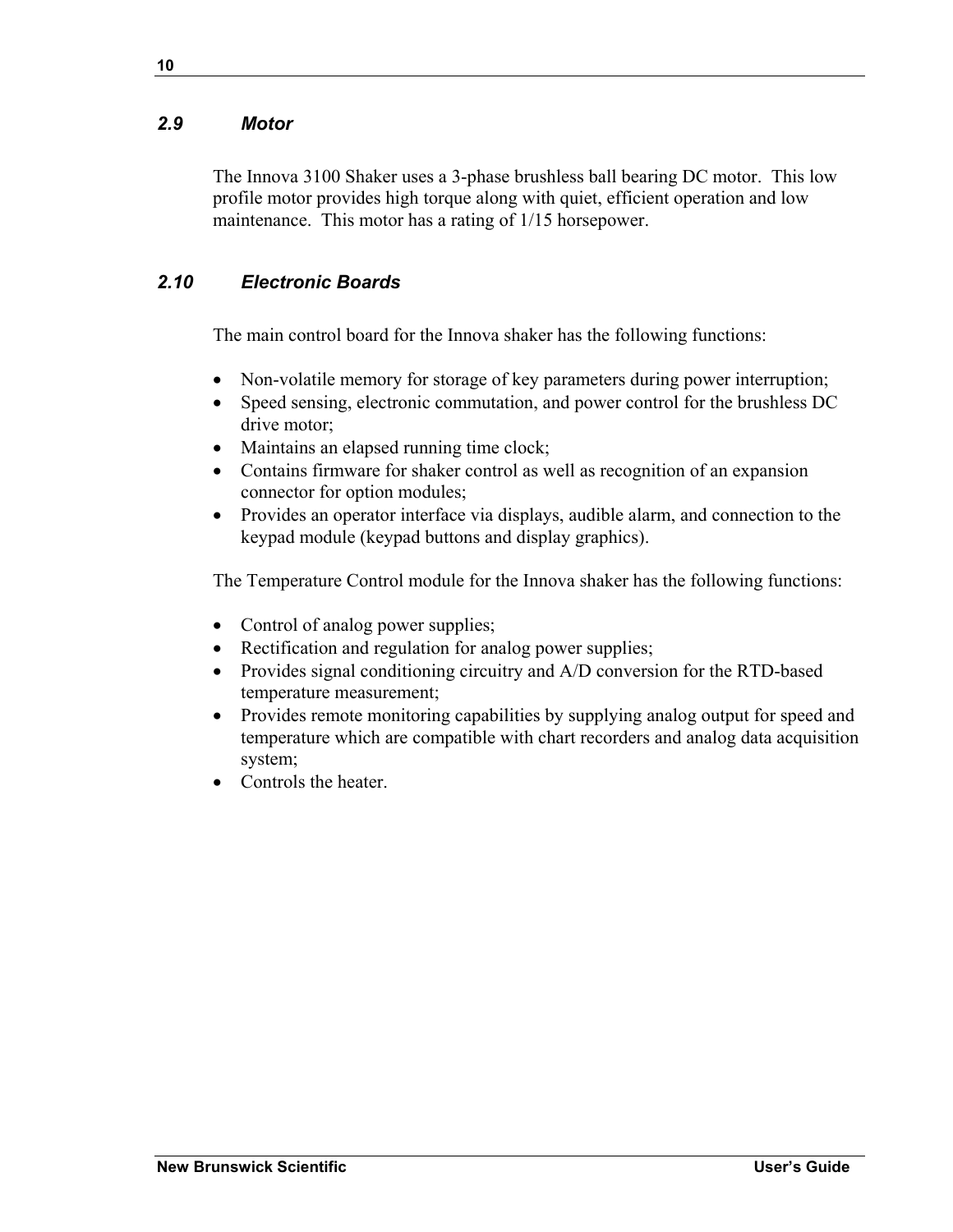## *2.9 Motor*

The Innova 3100 Shaker uses a 3-phase brushless ball bearing DC motor. This low profile motor provides high torque along with quiet, efficient operation and low maintenance. This motor has a rating of 1/15 horsepower.

## *2.10 Electronic Boards*

The main control board for the Innova shaker has the following functions:

- Non-volatile memory for storage of key parameters during power interruption;
- Speed sensing, electronic commutation, and power control for the brushless DC drive motor;
- Maintains an elapsed running time clock;
- Contains firmware for shaker control as well as recognition of an expansion connector for option modules;
- Provides an operator interface via displays, audible alarm, and connection to the keypad module (keypad buttons and display graphics).

The Temperature Control module for the Innova shaker has the following functions:

- Control of analog power supplies;
- Rectification and regulation for analog power supplies;
- Provides signal conditioning circuitry and A/D conversion for the RTD-based temperature measurement;
- Provides remote monitoring capabilities by supplying analog output for speed and temperature which are compatible with chart recorders and analog data acquisition system;
- Controls the heater.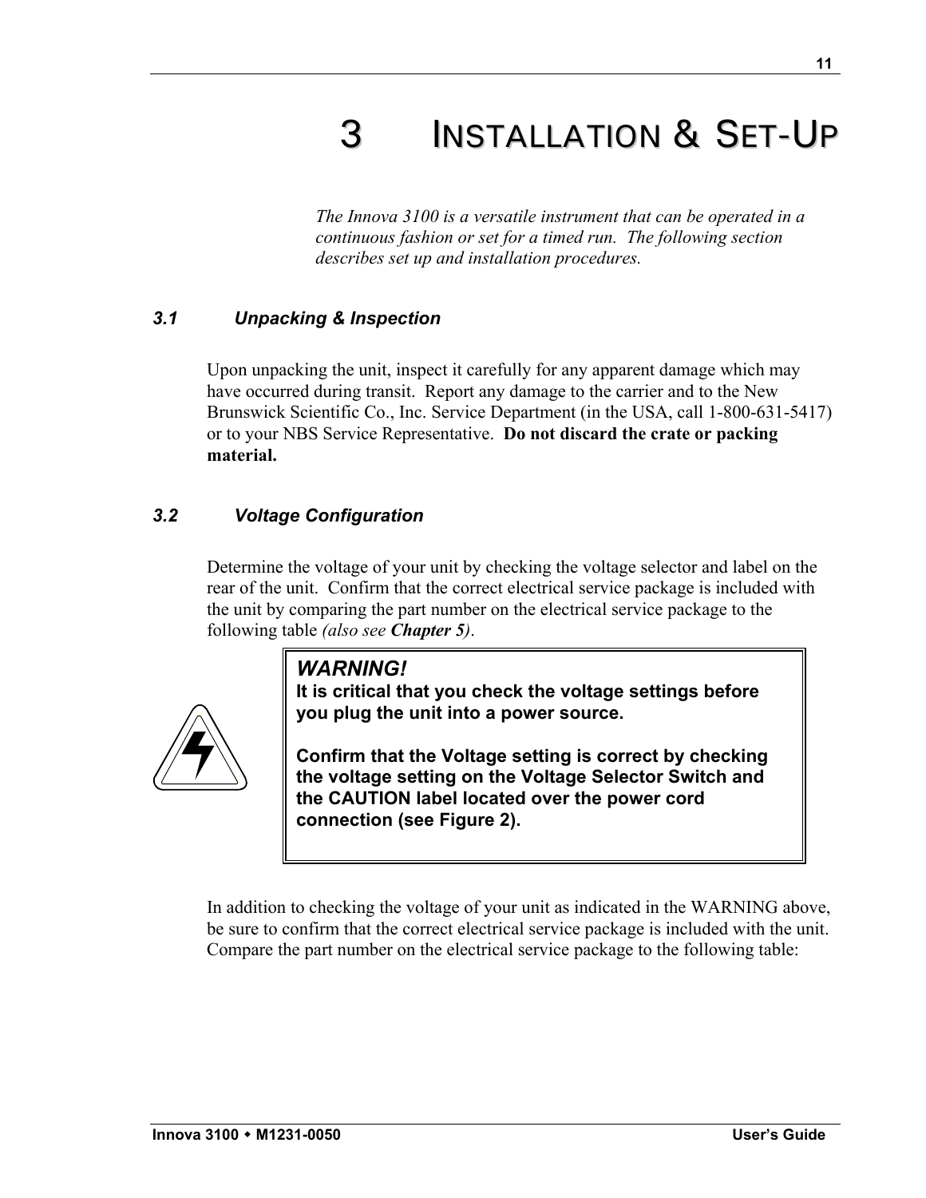# 3 INSTALLATION & SET-UP

*The Innova 3100 is a versatile instrument that can be operated in a continuous fashion or set for a timed run. The following section describes set up and installation procedures.*

### *3.1 Unpacking & Inspection*

Upon unpacking the unit, inspect it carefully for any apparent damage which may have occurred during transit. Report any damage to the carrier and to the New Brunswick Scientific Co., Inc. Service Department (in the USA, call 1-800-631-5417) or to your NBS Service Representative. **Do not discard the crate or packing material.**

### *3.2 Voltage Configuration*

Determine the voltage of your unit by checking the voltage selector and label on the rear of the unit. Confirm that the correct electrical service package is included with the unit by comparing the part number on the electrical service package to the following table *(also see* ***Chapter 5****)*.

> ***WARNING!***
> **It is critical that you check the voltage settings before you plug the unit into a power source.**
>
> **Confirm that the Voltage setting is correct by checking the voltage setting on the Voltage Selector Switch and the CAUTION label located over the power cord connection (see Figure 2).**

In addition to checking the voltage of your unit as indicated in the WARNING above, be sure to confirm that the correct electrical service package is included with the unit. Compare the part number on the electrical service package to the following table: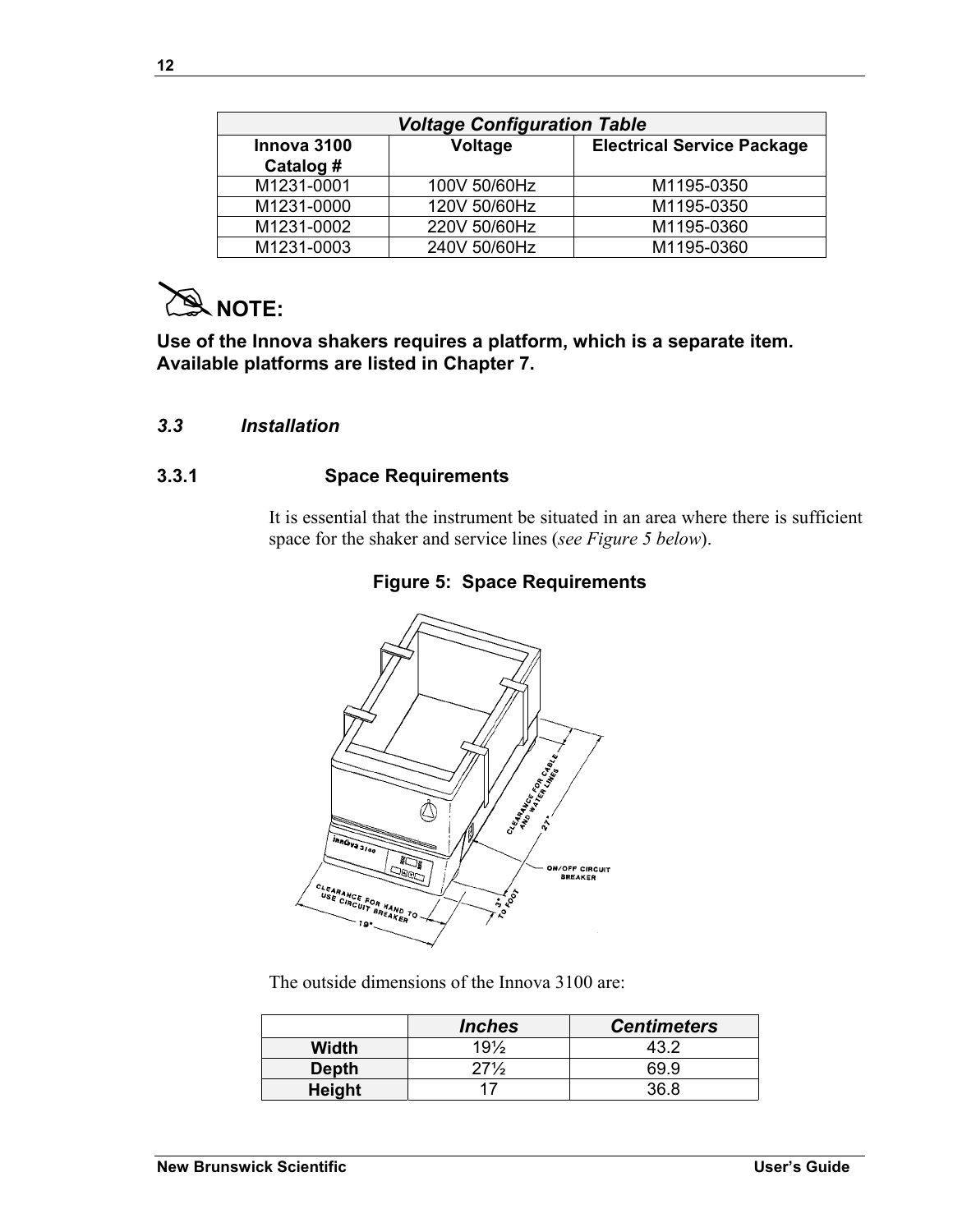| Voltage Configuration Table | | |
|---|---|---|
| **Innova 3100 Catalog #** | **Voltage** | **Electrical Service Package** |
| M1231-0001 | 100V 50/60Hz | M1195-0350 |
| M1231-0000 | 120V 50/60Hz | M1195-0350 |
| M1231-0002 | 220V 50/60Hz | M1195-0360 |
| M1231-0003 | 240V 50/60Hz | M1195-0360 |

**NOTE:**

**Use of the Innova shakers requires a platform, which is a separate item. Available platforms are listed in Chapter 7.**

## *3.3 Installation*

### 3.3.1 Space Requirements

It is essential that the instrument be situated in an area where there is sufficient space for the shaker and service lines (*see Figure 5 below*).

**Figure 5: Space Requirements**

The outside dimensions of the Innova 3100 are:

| | *Inches* | *Centimeters* |
|---|---|---|
| **Width** | 19½ | 43.2 |
| **Depth** | 27½ | 69.9 |
| **Height** | 17 | 36.8 |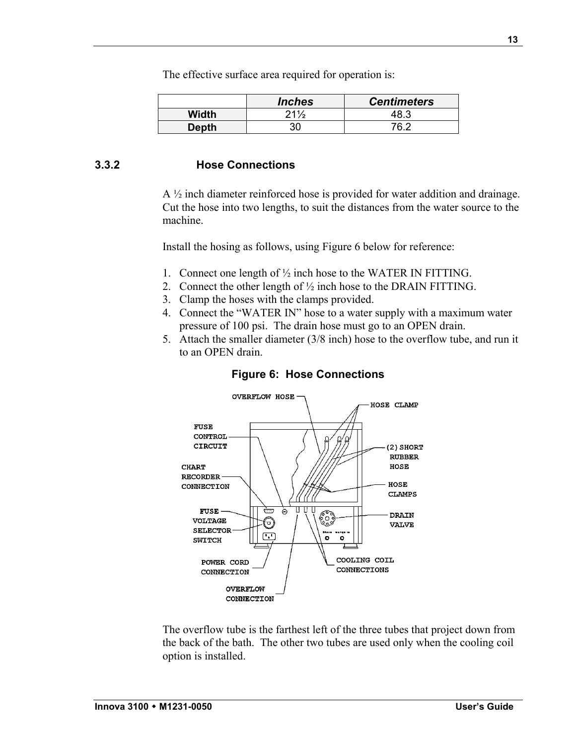The effective surface area required for operation is:

| | *Inches* | *Centimeters* |
|---|---|---|
| **Width** | 21½ | 48.3 |
| **Depth** | 30 | 76.2 |

### 3.3.2 Hose Connections

A ½ inch diameter reinforced hose is provided for water addition and drainage. Cut the hose into two lengths, to suit the distances from the water source to the machine.

Install the hosing as follows, using Figure 6 below for reference:

1. Connect one length of ½ inch hose to the WATER IN FITTING.
2. Connect the other length of ½ inch hose to the DRAIN FITTING.
3. Clamp the hoses with the clamps provided.
4. Connect the "WATER IN" hose to a water supply with a maximum water pressure of 100 psi. The drain hose must go to an OPEN drain.
5. Attach the smaller diameter (3/8 inch) hose to the overflow tube, and run it to an OPEN drain.

**Figure 6: Hose Connections**

The overflow tube is the farthest left of the three tubes that project down from the back of the bath. The other two tubes are used only when the cooling coil option is installed.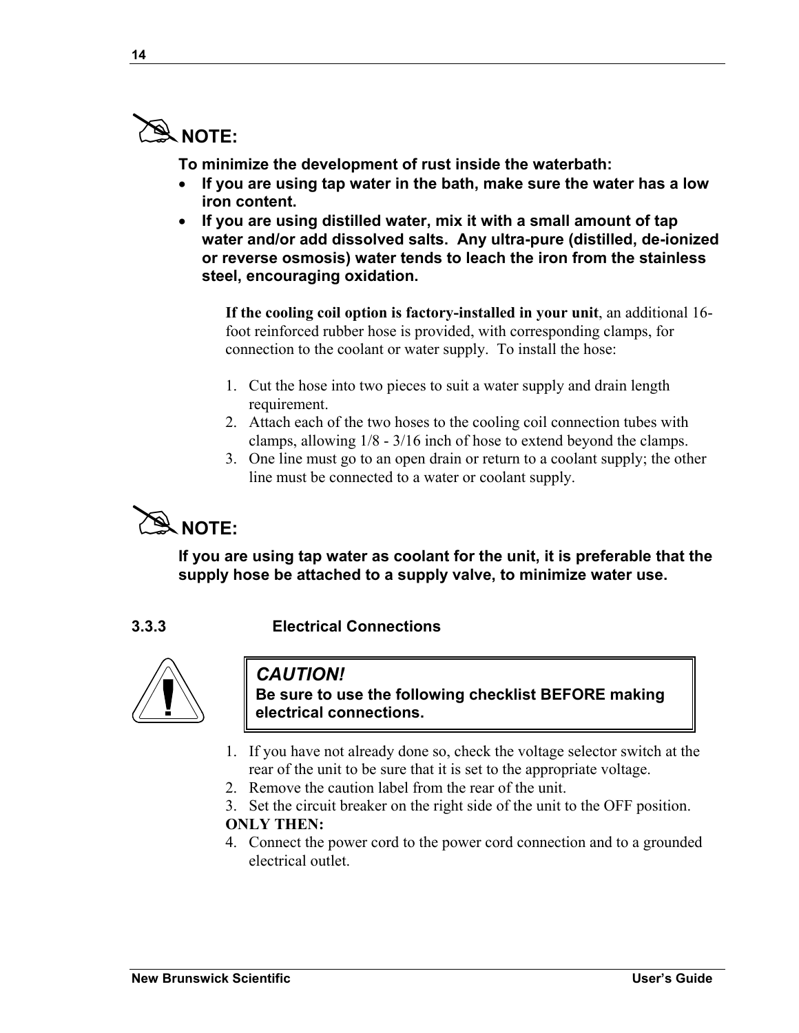**NOTE:**

**To minimize the development of rust inside the waterbath:**

- **If you are using tap water in the bath, make sure the water has a low iron content.**
- **If you are using distilled water, mix it with a small amount of tap water and/or add dissolved salts. Any ultra-pure (distilled, de-ionized or reverse osmosis) water tends to leach the iron from the stainless steel, encouraging oxidation.**

**If the cooling coil option is factory-installed in your unit**, an additional 16-foot reinforced rubber hose is provided, with corresponding clamps, for connection to the coolant or water supply. To install the hose:

1. Cut the hose into two pieces to suit a water supply and drain length requirement.
2. Attach each of the two hoses to the cooling coil connection tubes with clamps, allowing 1/8 - 3/16 inch of hose to extend beyond the clamps.
3. One line must go to an open drain or return to a coolant supply; the other line must be connected to a water or coolant supply.

**NOTE:**

**If you are using tap water as coolant for the unit, it is preferable that the supply hose be attached to a supply valve, to minimize water use.**

### 3.3.3 Electrical Connections

> ***CAUTION!***
> **Be sure to use the following checklist BEFORE making electrical connections.**

1. If you have not already done so, check the voltage selector switch at the rear of the unit to be sure that it is set to the appropriate voltage.
2. Remove the caution label from the rear of the unit.
3. Set the circuit breaker on the right side of the unit to the OFF position.

**ONLY THEN:**

4. Connect the power cord to the power cord connection and to a grounded electrical outlet.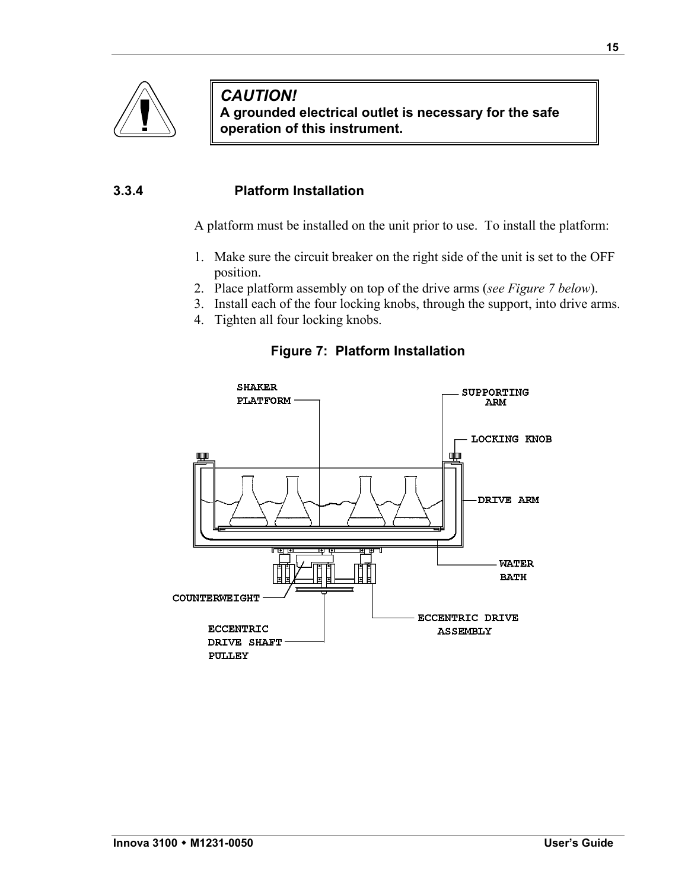**CAUTION!**
**A grounded electrical outlet is necessary for the safe operation of this instrument.**

### 3.3.4 Platform Installation

A platform must be installed on the unit prior to use. To install the platform:

1. Make sure the circuit breaker on the right side of the unit is set to the OFF position.
2. Place platform assembly on top of the drive arms (*see Figure 7 below*).
3. Install each of the four locking knobs, through the support, into drive arms.
4. Tighten all four locking knobs.

**Figure 7: Platform Installation**

SHAKER PLATFORM

SUPPORTING ARM

LOCKING KNOB

DRIVE ARM

WATER BATH

COUNTERWEIGHT

ECCENTRIC DRIVE ASSEMBLY

ECCENTRIC DRIVE SHAFT PULLEY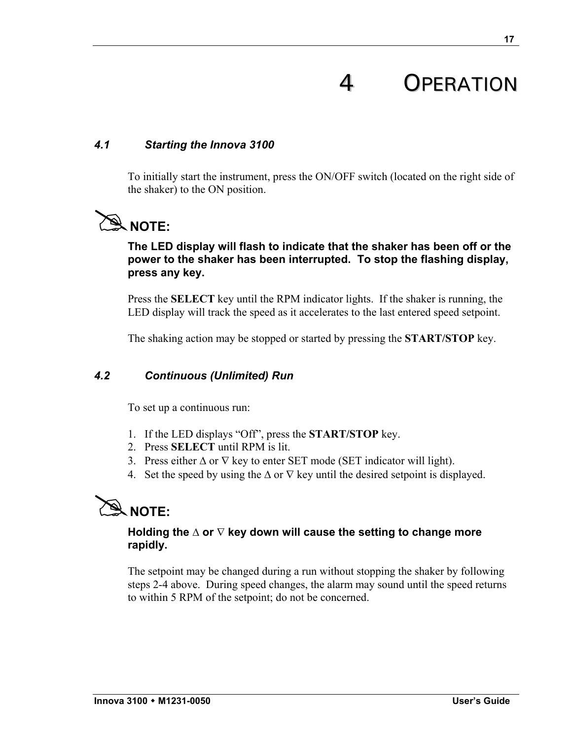# 4 OPERATION

### *4.1 Starting the Innova 3100*

To initially start the instrument, press the ON/OFF switch (located on the right side of the shaker) to the ON position.

**NOTE:**

**The LED display will flash to indicate that the shaker has been off or the power to the shaker has been interrupted. To stop the flashing display, press any key.**

Press the **SELECT** key until the RPM indicator lights. If the shaker is running, the LED display will track the speed as it accelerates to the last entered speed setpoint.

The shaking action may be stopped or started by pressing the **START/STOP** key.

### *4.2 Continuous (Unlimited) Run*

To set up a continuous run:

1. If the LED displays “Off”, press the **START/STOP** key.
2. Press **SELECT** until RPM is lit.
3. Press either ∆ or ∇ key to enter SET mode (SET indicator will light).
4. Set the speed by using the ∆ or ∇ key until the desired setpoint is displayed.

**NOTE:**

**Holding the ∆ or ∇ key down will cause the setting to change more rapidly.**

The setpoint may be changed during a run without stopping the shaker by following steps 2-4 above. During speed changes, the alarm may sound until the speed returns to within 5 RPM of the setpoint; do not be concerned.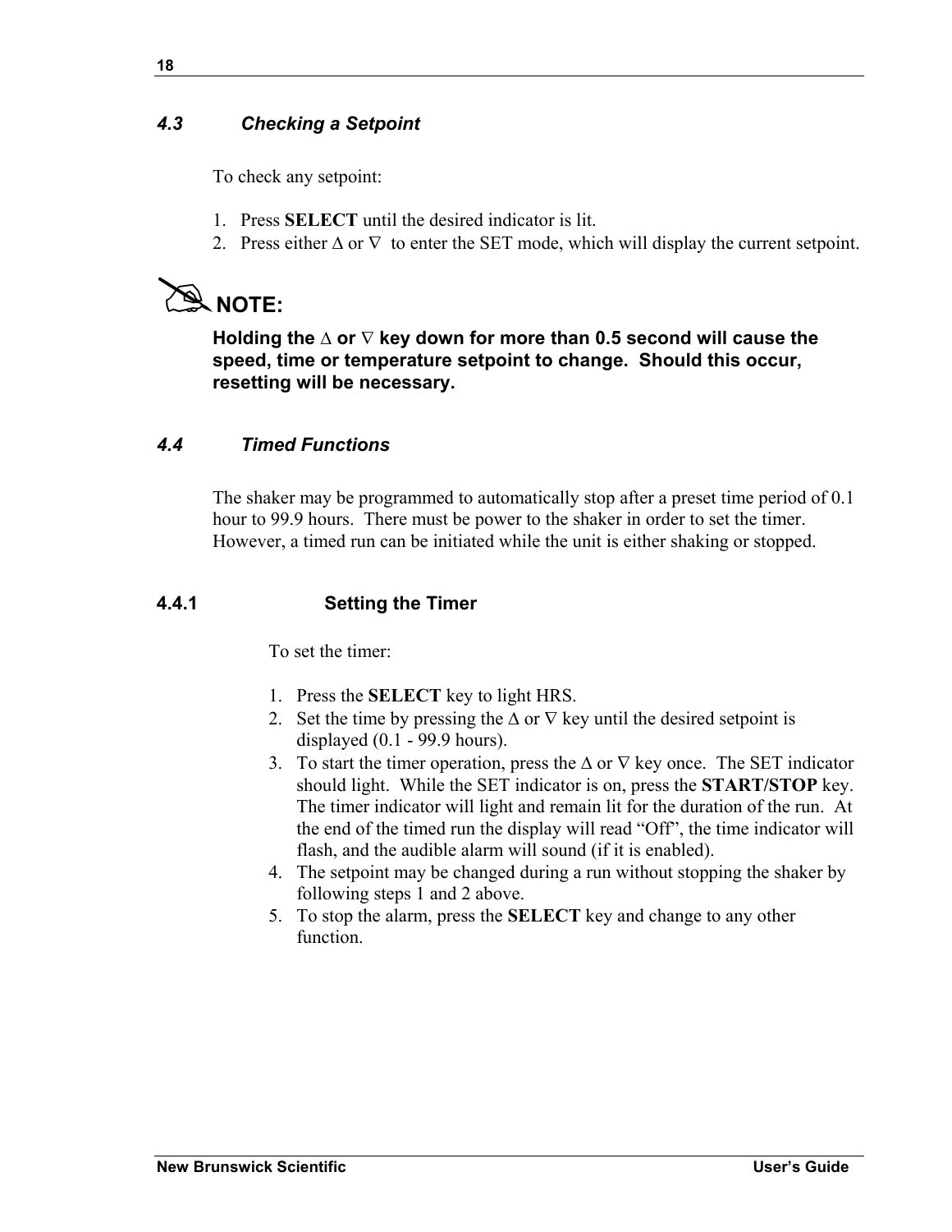### *4.3 Checking a Setpoint*

To check any setpoint:

1. Press **SELECT** until the desired indicator is lit.
2. Press either ∆ or ∇ to enter the SET mode, which will display the current setpoint.

**NOTE:**

**Holding the ∆ or ∇ key down for more than 0.5 second will cause the speed, time or temperature setpoint to change. Should this occur, resetting will be necessary.**

### *4.4 Timed Functions*

The shaker may be programmed to automatically stop after a preset time period of 0.1 hour to 99.9 hours. There must be power to the shaker in order to set the timer. However, a timed run can be initiated while the unit is either shaking or stopped.

#### 4.4.1 Setting the Timer

To set the timer:

1. Press the **SELECT** key to light HRS.
2. Set the time by pressing the ∆ or ∇ key until the desired setpoint is displayed (0.1 - 99.9 hours).
3. To start the timer operation, press the ∆ or ∇ key once. The SET indicator should light. While the SET indicator is on, press the **START/STOP** key. The timer indicator will light and remain lit for the duration of the run. At the end of the timed run the display will read “Off”, the time indicator will flash, and the audible alarm will sound (if it is enabled).
4. The setpoint may be changed during a run without stopping the shaker by following steps 1 and 2 above.
5. To stop the alarm, press the **SELECT** key and change to any other function.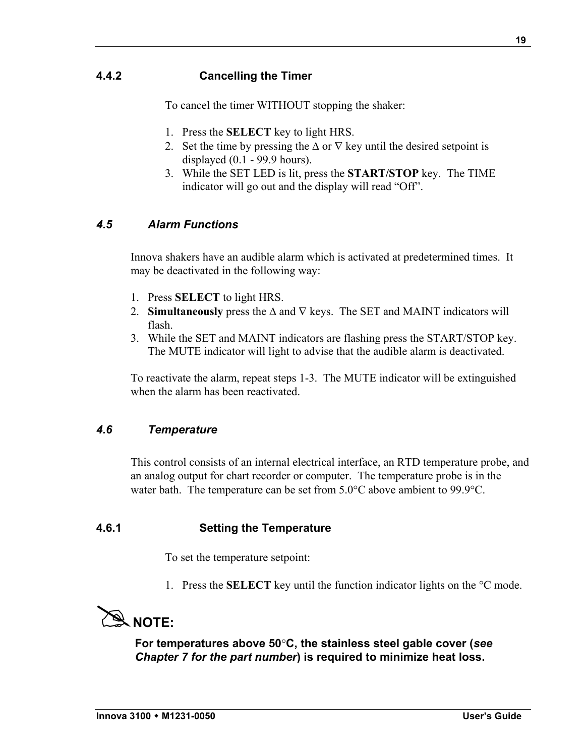### 4.4.2 Cancelling the Timer

To cancel the timer WITHOUT stopping the shaker:

1. Press the **SELECT** key to light HRS.
2. Set the time by pressing the ∆ or ∇ key until the desired setpoint is displayed (0.1 - 99.9 hours).
3. While the SET LED is lit, press the **START/STOP** key. The TIME indicator will go out and the display will read "Off".

## *4.5 Alarm Functions*

Innova shakers have an audible alarm which is activated at predetermined times. It may be deactivated in the following way:

1. Press **SELECT** to light HRS.
2. **Simultaneously** press the ∆ and ∇ keys. The SET and MAINT indicators will flash.
3. While the SET and MAINT indicators are flashing press the START/STOP key. The MUTE indicator will light to advise that the audible alarm is deactivated.

To reactivate the alarm, repeat steps 1-3. The MUTE indicator will be extinguished when the alarm has been reactivated.

## *4.6 Temperature*

This control consists of an internal electrical interface, an RTD temperature probe, and an analog output for chart recorder or computer. The temperature probe is in the water bath. The temperature can be set from 5.0°C above ambient to 99.9°C.

### 4.6.1 Setting the Temperature

To set the temperature setpoint:

1. Press the **SELECT** key until the function indicator lights on the °C mode.

**NOTE:**

**For temperatures above 50°C, the stainless steel gable cover (*see Chapter 7 for the part number*) is required to minimize heat loss.**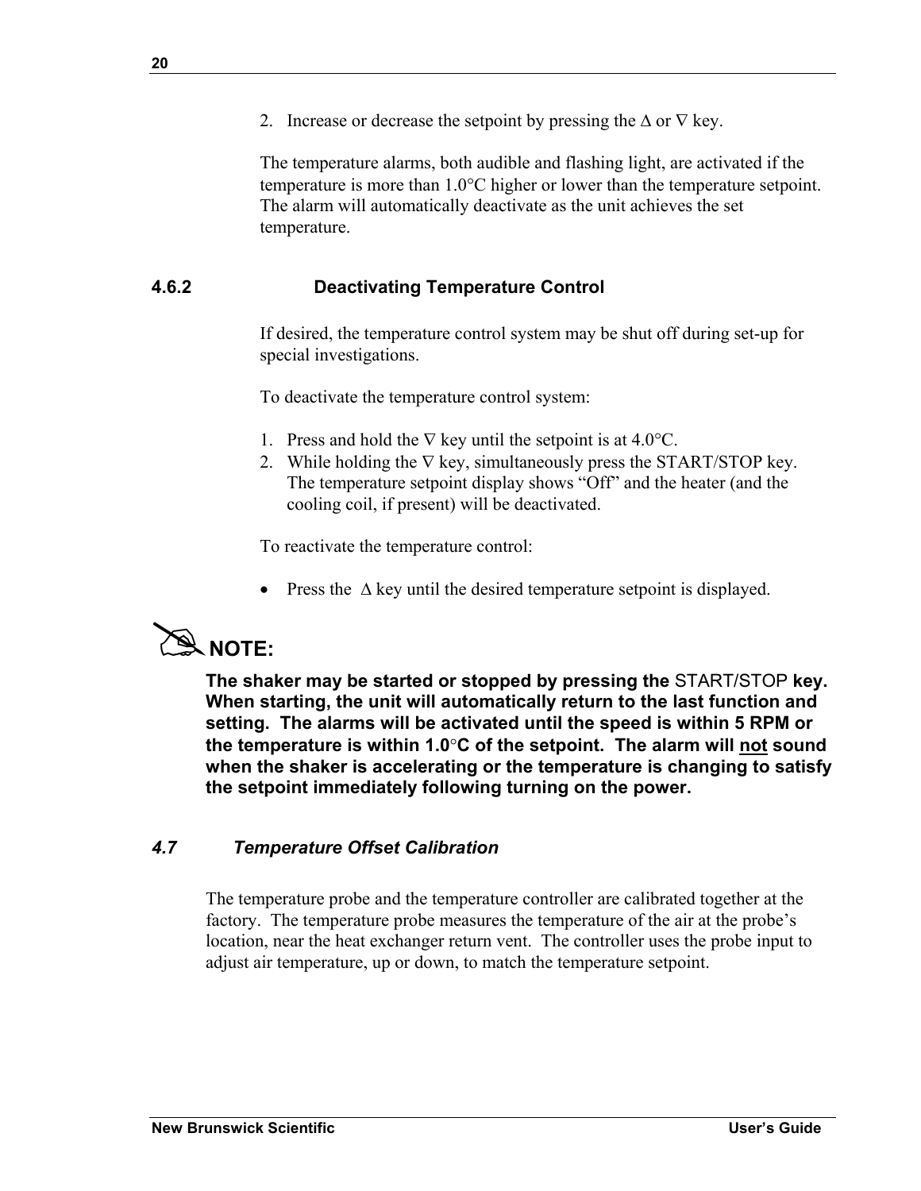2. Increase or decrease the setpoint by pressing the Δ or ∇ key.

The temperature alarms, both audible and flashing light, are activated if the temperature is more than 1.0°C higher or lower than the temperature setpoint. The alarm will automatically deactivate as the unit achieves the set temperature.

### 4.6.2 Deactivating Temperature Control

If desired, the temperature control system may be shut off during set-up for special investigations.

To deactivate the temperature control system:

1. Press and hold the ∇ key until the setpoint is at 4.0°C.
2. While holding the ∇ key, simultaneously press the START/STOP key. The temperature setpoint display shows “Off” and the heater (and the cooling coil, if present) will be deactivated.

To reactivate the temperature control:

- Press the Δ key until the desired temperature setpoint is displayed.

**NOTE:**

**The shaker may be started or stopped by pressing the START/STOP key. When starting, the unit will automatically return to the last function and setting. The alarms will be activated until the speed is within 5 RPM or the temperature is within 1.0°C of the setpoint. The alarm will not sound when the shaker is accelerating or the temperature is changing to satisfy the setpoint immediately following turning on the power.**

## *4.7 Temperature Offset Calibration*

The temperature probe and the temperature controller are calibrated together at the factory. The temperature probe measures the temperature of the air at the probe’s location, near the heat exchanger return vent. The controller uses the probe input to adjust air temperature, up or down, to match the temperature setpoint.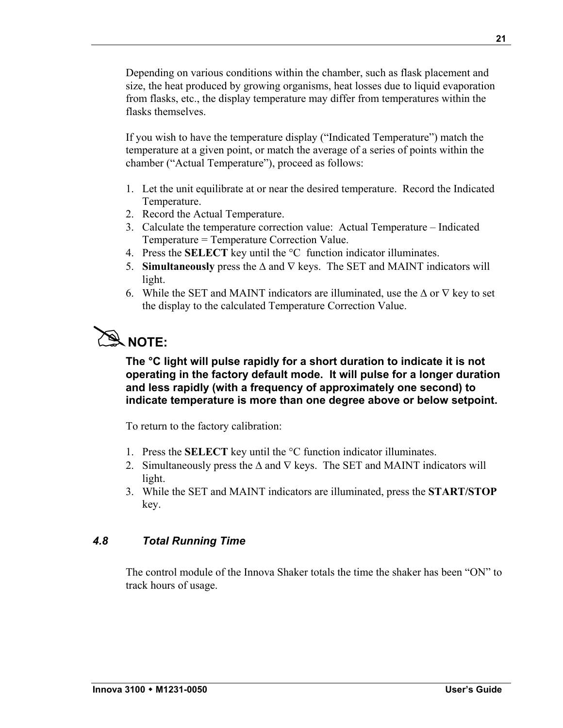Depending on various conditions within the chamber, such as flask placement and size, the heat produced by growing organisms, heat losses due to liquid evaporation from flasks, etc., the display temperature may differ from temperatures within the flasks themselves.

If you wish to have the temperature display ("Indicated Temperature") match the temperature at a given point, or match the average of a series of points within the chamber ("Actual Temperature"), proceed as follows:

1. Let the unit equilibrate at or near the desired temperature. Record the Indicated Temperature.
2. Record the Actual Temperature.
3. Calculate the temperature correction value: Actual Temperature – Indicated Temperature = Temperature Correction Value.
4. Press the **SELECT** key until the °C function indicator illuminates.
5. **Simultaneously** press the ∆ and ∇ keys. The SET and MAINT indicators will light.
6. While the SET and MAINT indicators are illuminated, use the ∆ or ∇ key to set the display to the calculated Temperature Correction Value.

**NOTE:**

**The °C light will pulse rapidly for a short duration to indicate it is not operating in the factory default mode. It will pulse for a longer duration and less rapidly (with a frequency of approximately one second) to indicate temperature is more than one degree above or below setpoint.**

To return to the factory calibration:

1. Press the **SELECT** key until the °C function indicator illuminates.
2. Simultaneously press the ∆ and ∇ keys. The SET and MAINT indicators will light.
3. While the SET and MAINT indicators are illuminated, press the **START/STOP** key.

### *4.8 Total Running Time*

The control module of the Innova Shaker totals the time the shaker has been "ON" to track hours of usage.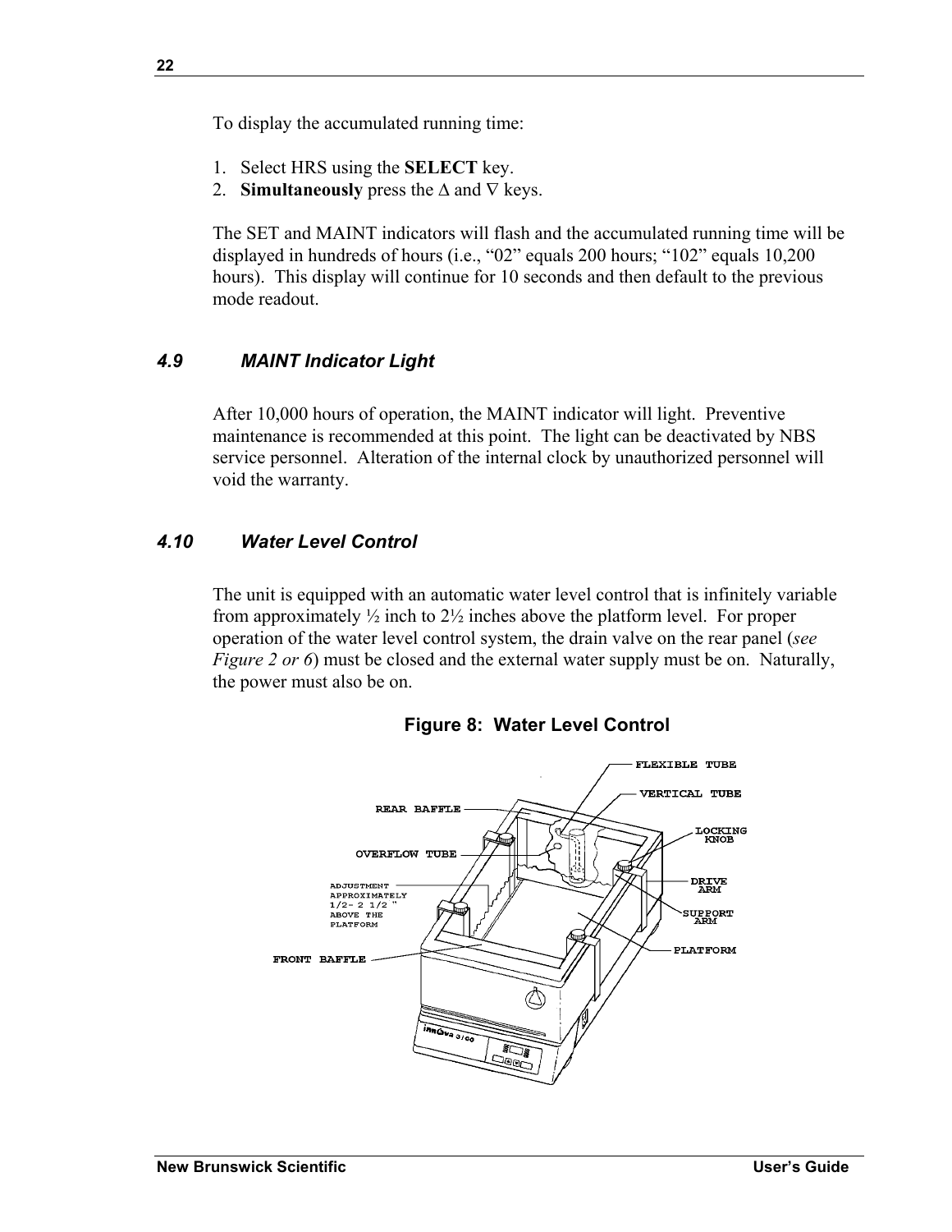To display the accumulated running time:

1. Select HRS using the **SELECT** key.
2. **Simultaneously** press the ∆ and ∇ keys.

The SET and MAINT indicators will flash and the accumulated running time will be displayed in hundreds of hours (i.e., "02" equals 200 hours; "102" equals 10,200 hours). This display will continue for 10 seconds and then default to the previous mode readout.

### *4.9 MAINT Indicator Light*

After 10,000 hours of operation, the MAINT indicator will light. Preventive maintenance is recommended at this point. The light can be deactivated by NBS service personnel. Alteration of the internal clock by unauthorized personnel will void the warranty.

### *4.10 Water Level Control*

The unit is equipped with an automatic water level control that is infinitely variable from approximately ½ inch to 2½ inches above the platform level. For proper operation of the water level control system, the drain valve on the rear panel (*see Figure 2 or 6*) must be closed and the external water supply must be on. Naturally, the power must also be on.

**Figure 8: Water Level Control**

FLEXIBLE TUBE
VERTICAL TUBE
REAR BAFFLE
LOCKING KNOB
OVERFLOW TUBE
DRIVE ARM
ADJUSTMENT APPROXIMATELY 1/2- 2 1/2 " ABOVE THE PLATFORM
SUPPORT ARM
FRONT BAFFLE
PLATFORM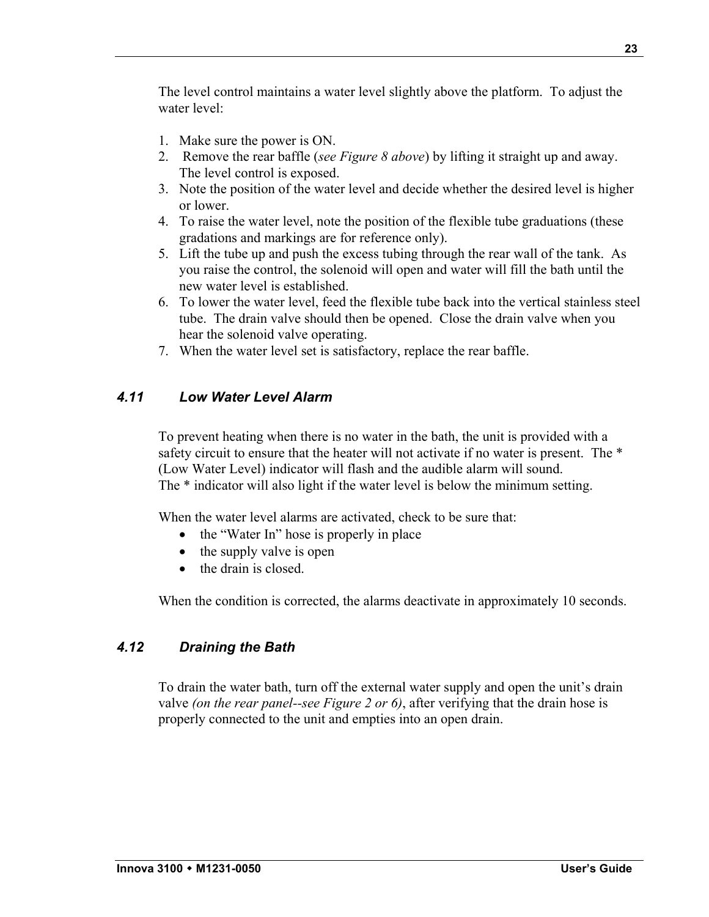The level control maintains a water level slightly above the platform. To adjust the water level:

1. Make sure the power is ON.
2. Remove the rear baffle (*see Figure 8 above*) by lifting it straight up and away. The level control is exposed.
3. Note the position of the water level and decide whether the desired level is higher or lower.
4. To raise the water level, note the position of the flexible tube graduations (these gradations and markings are for reference only).
5. Lift the tube up and push the excess tubing through the rear wall of the tank. As you raise the control, the solenoid will open and water will fill the bath until the new water level is established.
6. To lower the water level, feed the flexible tube back into the vertical stainless steel tube. The drain valve should then be opened. Close the drain valve when you hear the solenoid valve operating.
7. When the water level set is satisfactory, replace the rear baffle.

### *4.11 Low Water Level Alarm*

To prevent heating when there is no water in the bath, the unit is provided with a safety circuit to ensure that the heater will not activate if no water is present. The * (Low Water Level) indicator will flash and the audible alarm will sound.
The * indicator will also light if the water level is below the minimum setting.

When the water level alarms are activated, check to be sure that:

- the “Water In” hose is properly in place
- the supply valve is open
- the drain is closed.

When the condition is corrected, the alarms deactivate in approximately 10 seconds.

### *4.12 Draining the Bath*

To drain the water bath, turn off the external water supply and open the unit’s drain valve *(on the rear panel--see Figure 2 or 6)*, after verifying that the drain hose is properly connected to the unit and empties into an open drain.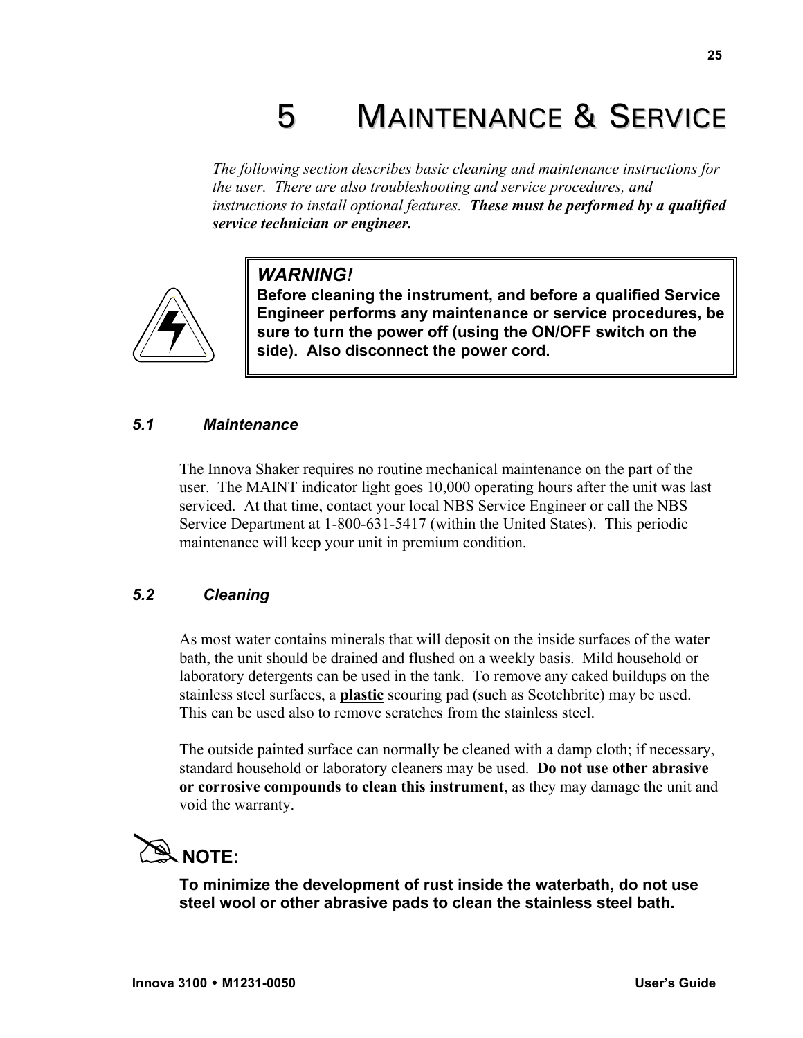# 5 MAINTENANCE & SERVICE

*The following section describes basic cleaning and maintenance instructions for the user. There are also troubleshooting and service procedures, and instructions to install optional features.* ***These must be performed by a qualified service technician or engineer.***

> ***WARNING!***
> **Before cleaning the instrument, and before a qualified Service Engineer performs any maintenance or service procedures, be sure to turn the power off (using the ON/OFF switch on the side). Also disconnect the power cord.**

### *5.1 Maintenance*

The Innova Shaker requires no routine mechanical maintenance on the part of the user. The MAINT indicator light goes 10,000 operating hours after the unit was last serviced. At that time, contact your local NBS Service Engineer or call the NBS Service Department at 1-800-631-5417 (within the United States). This periodic maintenance will keep your unit in premium condition.

### *5.2 Cleaning*

As most water contains minerals that will deposit on the inside surfaces of the water bath, the unit should be drained and flushed on a weekly basis. Mild household or laboratory detergents can be used in the tank. To remove any caked buildups on the stainless steel surfaces, a **plastic** scouring pad (such as Scotchbrite) may be used. This can be used also to remove scratches from the stainless steel.

The outside painted surface can normally be cleaned with a damp cloth; if necessary, standard household or laboratory cleaners may be used. **Do not use other abrasive or corrosive compounds to clean this instrument**, as they may damage the unit and void the warranty.

**NOTE:**

**To minimize the development of rust inside the waterbath, do not use steel wool or other abrasive pads to clean the stainless steel bath.**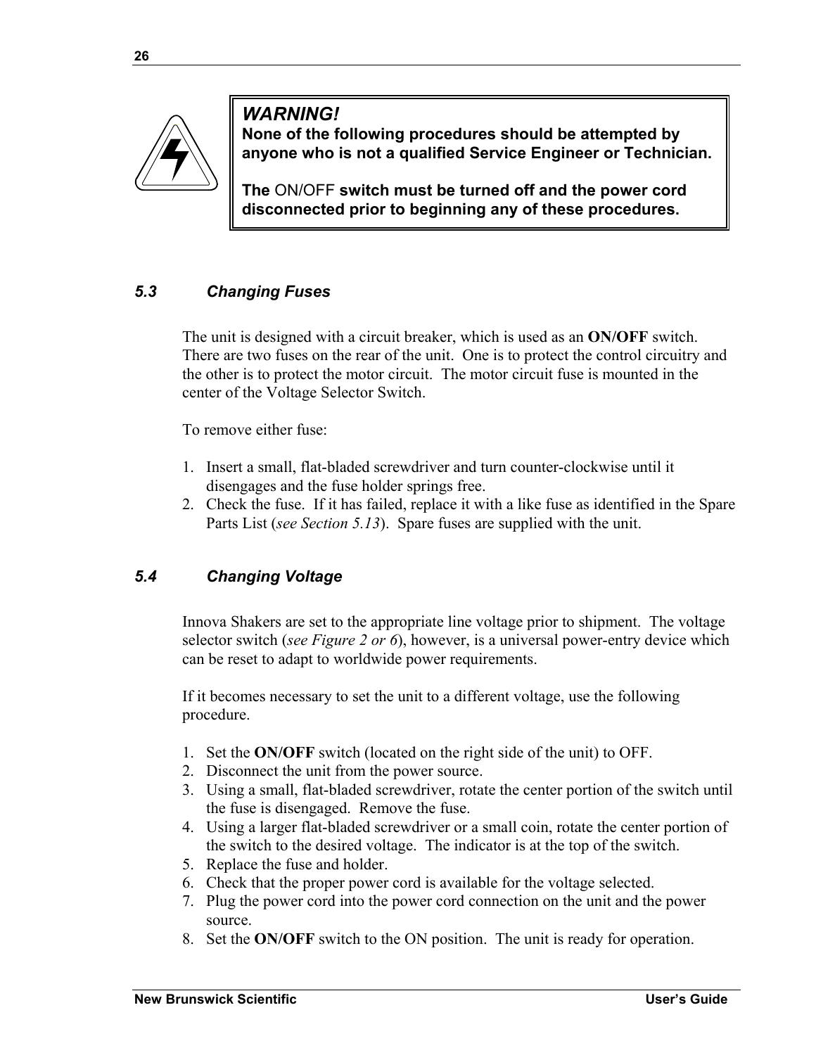> ***WARNING!***
> **None of the following procedures should be attempted by anyone who is not a qualified Service Engineer or Technician.**
>
> **The ON/OFF switch must be turned off and the power cord disconnected prior to beginning any of these procedures.**

### *5.3 Changing Fuses*

The unit is designed with a circuit breaker, which is used as an **ON/OFF** switch. There are two fuses on the rear of the unit. One is to protect the control circuitry and the other is to protect the motor circuit. The motor circuit fuse is mounted in the center of the Voltage Selector Switch.

To remove either fuse:

1. Insert a small, flat-bladed screwdriver and turn counter-clockwise until it disengages and the fuse holder springs free.
2. Check the fuse. If it has failed, replace it with a like fuse as identified in the Spare Parts List (*see Section 5.13*). Spare fuses are supplied with the unit.

### *5.4 Changing Voltage*

Innova Shakers are set to the appropriate line voltage prior to shipment. The voltage selector switch (*see Figure 2 or 6*), however, is a universal power-entry device which can be reset to adapt to worldwide power requirements.

If it becomes necessary to set the unit to a different voltage, use the following procedure.

1. Set the **ON/OFF** switch (located on the right side of the unit) to OFF.
2. Disconnect the unit from the power source.
3. Using a small, flat-bladed screwdriver, rotate the center portion of the switch until the fuse is disengaged. Remove the fuse.
4. Using a larger flat-bladed screwdriver or a small coin, rotate the center portion of the switch to the desired voltage. The indicator is at the top of the switch.
5. Replace the fuse and holder.
6. Check that the proper power cord is available for the voltage selected.
7. Plug the power cord into the power cord connection on the unit and the power source.
8. Set the **ON/OFF** switch to the ON position. The unit is ready for operation.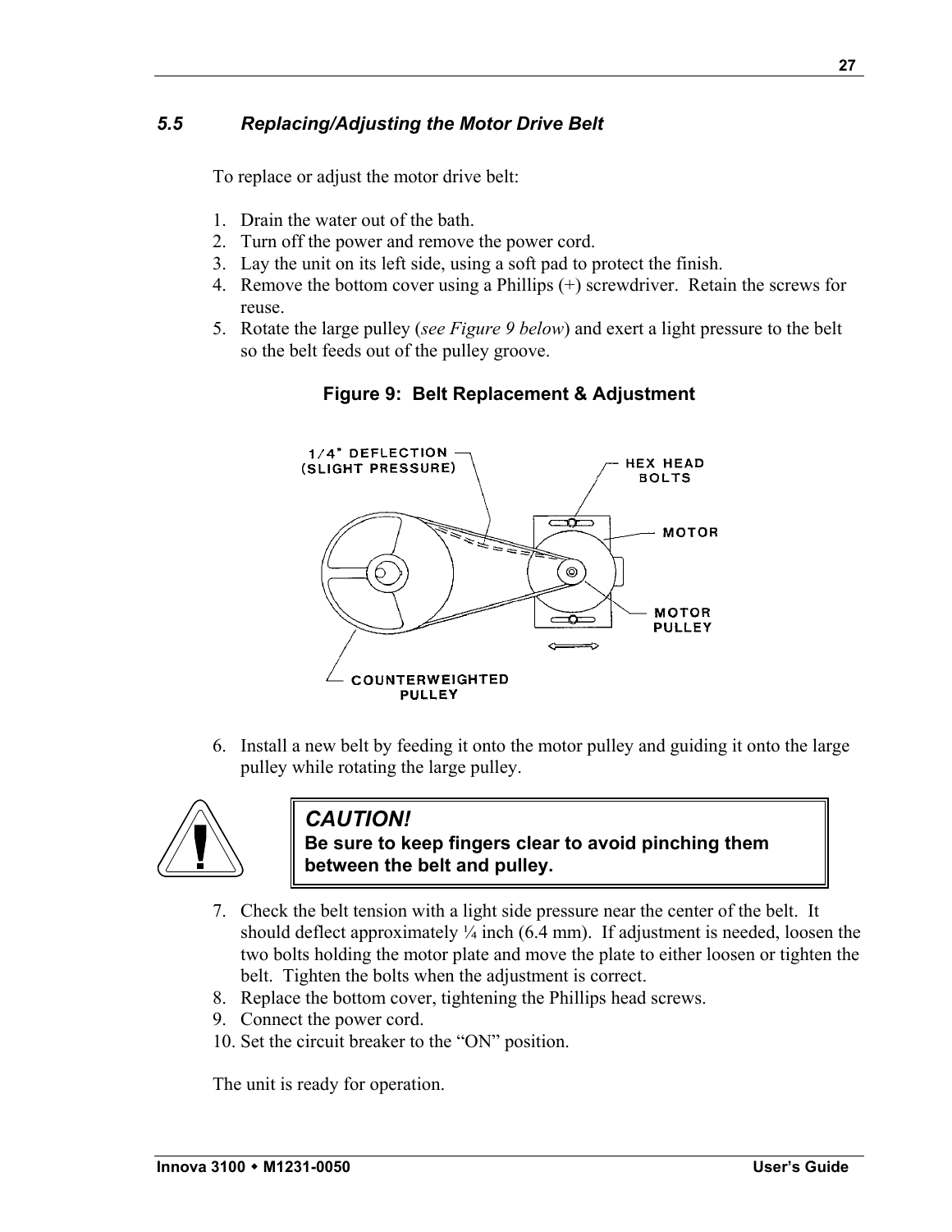## *5.5 Replacing/Adjusting the Motor Drive Belt*

To replace or adjust the motor drive belt:

1. Drain the water out of the bath.
2. Turn off the power and remove the power cord.
3. Lay the unit on its left side, using a soft pad to protect the finish.
4. Remove the bottom cover using a Phillips (+) screwdriver. Retain the screws for reuse.
5. Rotate the large pulley (*see Figure 9 below*) and exert a light pressure to the belt so the belt feeds out of the pulley groove.

**Figure 9: Belt Replacement & Adjustment**

6. Install a new belt by feeding it onto the motor pulley and guiding it onto the large pulley while rotating the large pulley.

> ***CAUTION!***
> **Be sure to keep fingers clear to avoid pinching them between the belt and pulley.**

7. Check the belt tension with a light side pressure near the center of the belt. It should deflect approximately ¼ inch (6.4 mm). If adjustment is needed, loosen the two bolts holding the motor plate and move the plate to either loosen or tighten the belt. Tighten the bolts when the adjustment is correct.
8. Replace the bottom cover, tightening the Phillips head screws.
9. Connect the power cord.
10. Set the circuit breaker to the “ON” position.

The unit is ready for operation.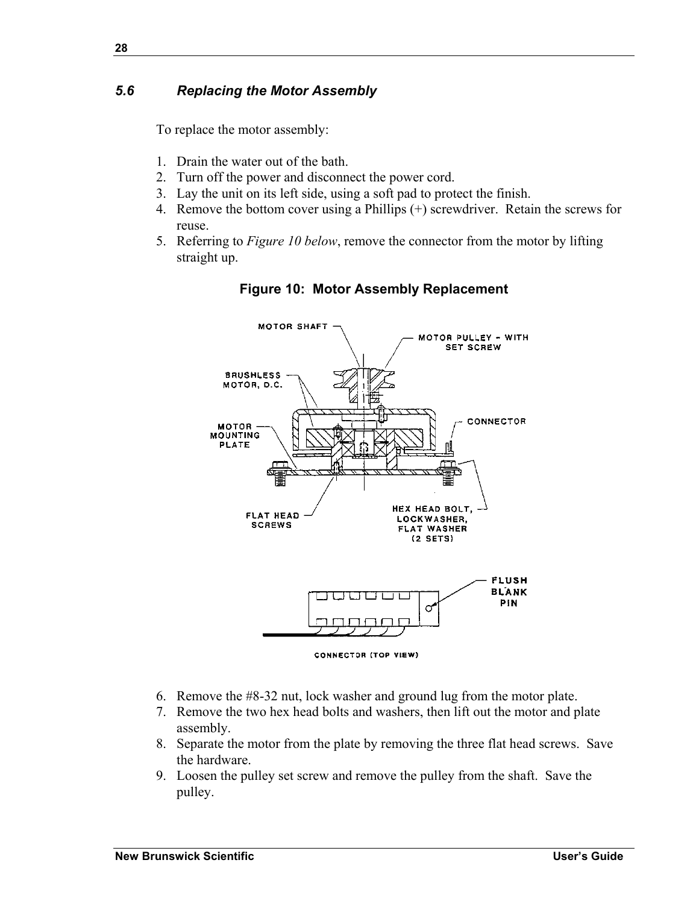### 5.6 Replacing the Motor Assembly

To replace the motor assembly:

1. Drain the water out of the bath.
2. Turn off the power and disconnect the power cord.
3. Lay the unit on its left side, using a soft pad to protect the finish.
4. Remove the bottom cover using a Phillips (+) screwdriver. Retain the screws for reuse.
5. Referring to *Figure 10 below*, remove the connector from the motor by lifting straight up.

**Figure 10: Motor Assembly Replacement**

6. Remove the #8-32 nut, lock washer and ground lug from the motor plate.
7. Remove the two hex head bolts and washers, then lift out the motor and plate assembly.
8. Separate the motor from the plate by removing the three flat head screws. Save the hardware.
9. Loosen the pulley set screw and remove the pulley from the shaft. Save the pulley.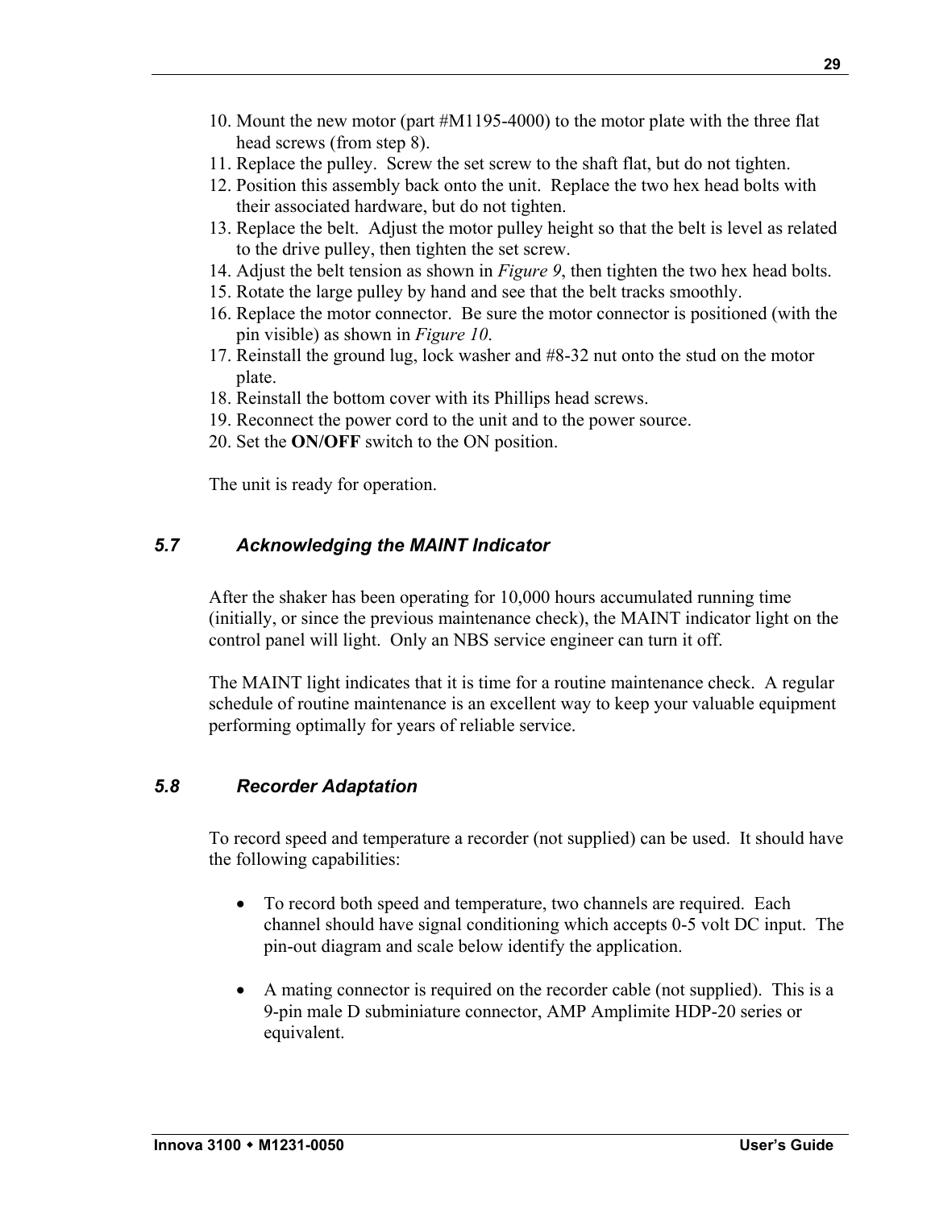10. Mount the new motor (part #M1195-4000) to the motor plate with the three flat head screws (from step 8).
11. Replace the pulley. Screw the set screw to the shaft flat, but do not tighten.
12. Position this assembly back onto the unit. Replace the two hex head bolts with their associated hardware, but do not tighten.
13. Replace the belt. Adjust the motor pulley height so that the belt is level as related to the drive pulley, then tighten the set screw.
14. Adjust the belt tension as shown in *Figure 9*, then tighten the two hex head bolts.
15. Rotate the large pulley by hand and see that the belt tracks smoothly.
16. Replace the motor connector. Be sure the motor connector is positioned (with the pin visible) as shown in *Figure 10*.
17. Reinstall the ground lug, lock washer and #8-32 nut onto the stud on the motor plate.
18. Reinstall the bottom cover with its Phillips head screws.
19. Reconnect the power cord to the unit and to the power source.
20. Set the **ON/OFF** switch to the ON position.

The unit is ready for operation.

### *5.7 Acknowledging the MAINT Indicator*

After the shaker has been operating for 10,000 hours accumulated running time (initially, or since the previous maintenance check), the MAINT indicator light on the control panel will light. Only an NBS service engineer can turn it off.

The MAINT light indicates that it is time for a routine maintenance check. A regular schedule of routine maintenance is an excellent way to keep your valuable equipment performing optimally for years of reliable service.

### *5.8 Recorder Adaptation*

To record speed and temperature a recorder (not supplied) can be used. It should have the following capabilities:

- To record both speed and temperature, two channels are required. Each channel should have signal conditioning which accepts 0-5 volt DC input. The pin-out diagram and scale below identify the application.

- A mating connector is required on the recorder cable (not supplied). This is a 9-pin male D subminiature connector, AMP Amplimite HDP-20 series or equivalent.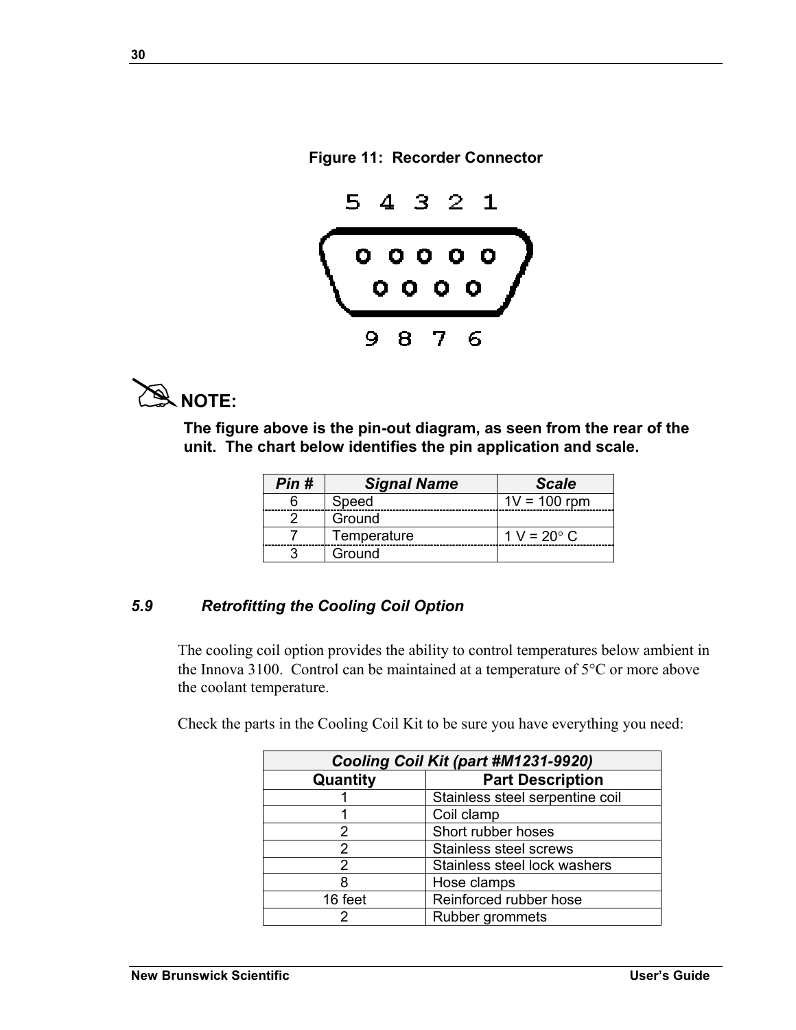**Figure 11: Recorder Connector**

**NOTE:**

**The figure above is the pin-out diagram, as seen from the rear of the unit. The chart below identifies the pin application and scale.**

| *Pin #* | *Signal Name* | *Scale* |
|---|---|---|
| 6 | Speed | 1V = 100 rpm |
| 2 | Ground | |
| 7 | Temperature | 1 V = 20° C |
| 3 | Ground | |

### *5.9 Retrofitting the Cooling Coil Option*

The cooling coil option provides the ability to control temperatures below ambient in the Innova 3100. Control can be maintained at a temperature of 5°C or more above the coolant temperature.

Check the parts in the Cooling Coil Kit to be sure you have everything you need:

| *Cooling Coil Kit (part #M1231-9920)* | |
|---|---|
| **Quantity** | **Part Description** |
| 1 | Stainless steel serpentine coil |
| 1 | Coil clamp |
| 2 | Short rubber hoses |
| 2 | Stainless steel screws |
| 2 | Stainless steel lock washers |
| 8 | Hose clamps |
| 16 feet | Reinforced rubber hose |
| 2 | Rubber grommets |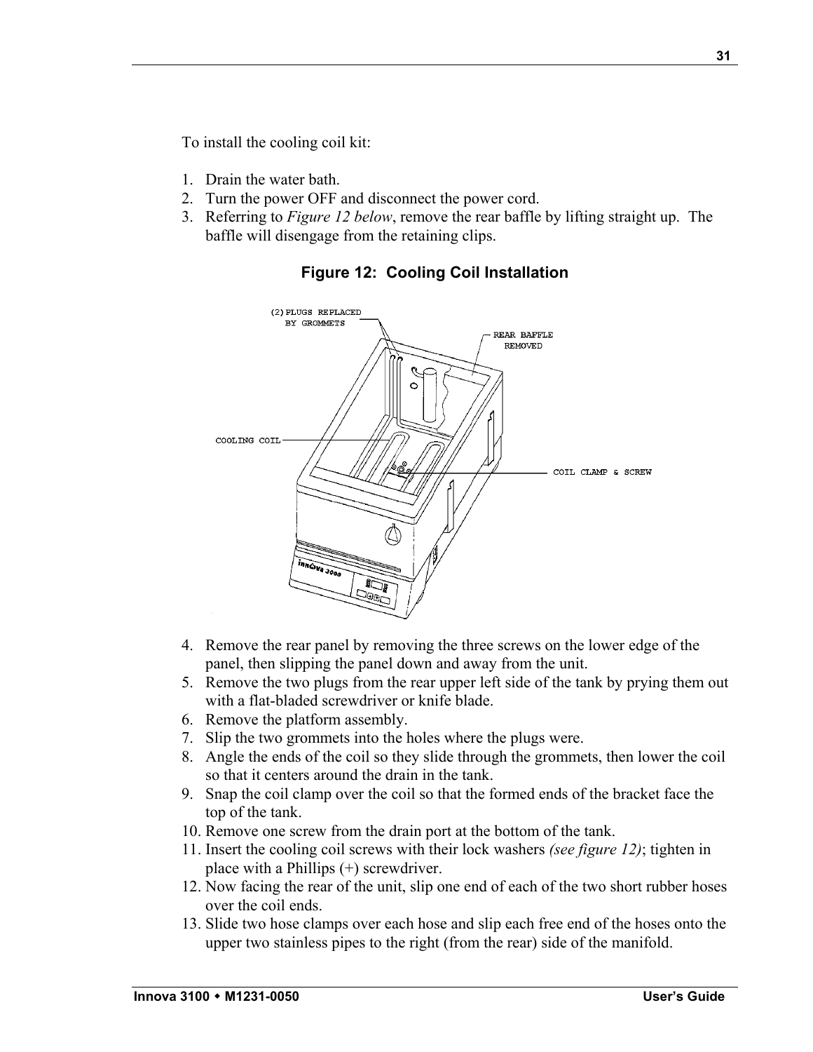To install the cooling coil kit:

1. Drain the water bath.
2. Turn the power OFF and disconnect the power cord.
3. Referring to *Figure 12 below*, remove the rear baffle by lifting straight up. The baffle will disengage from the retaining clips.

**Figure 12: Cooling Coil Installation**

4. Remove the rear panel by removing the three screws on the lower edge of the panel, then slipping the panel down and away from the unit.
5. Remove the two plugs from the rear upper left side of the tank by prying them out with a flat-bladed screwdriver or knife blade.
6. Remove the platform assembly.
7. Slip the two grommets into the holes where the plugs were.
8. Angle the ends of the coil so they slide through the grommets, then lower the coil so that it centers around the drain in the tank.
9. Snap the coil clamp over the coil so that the formed ends of the bracket face the top of the tank.
10. Remove one screw from the drain port at the bottom of the tank.
11. Insert the cooling coil screws with their lock washers *(see figure 12)*; tighten in place with a Phillips (+) screwdriver.
12. Now facing the rear of the unit, slip one end of each of the two short rubber hoses over the coil ends.
13. Slide two hose clamps over each hose and slip each free end of the hoses onto the upper two stainless pipes to the right (from the rear) side of the manifold.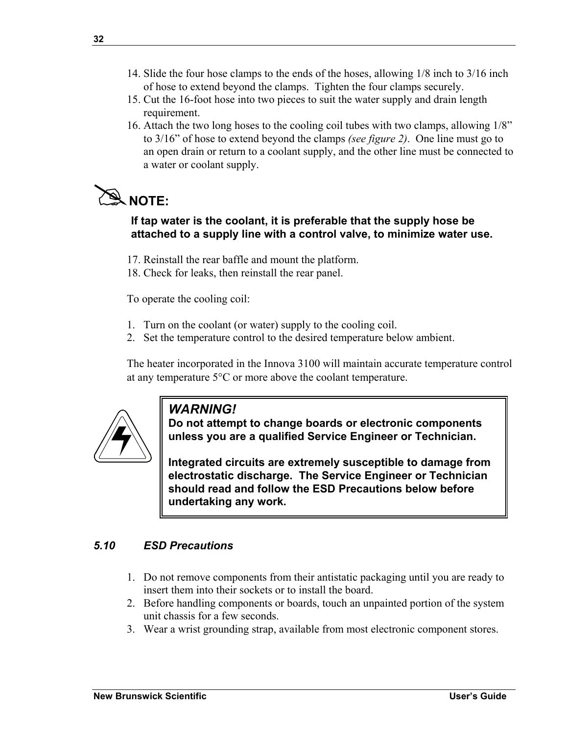14. Slide the four hose clamps to the ends of the hoses, allowing 1/8 inch to 3/16 inch of hose to extend beyond the clamps. Tighten the four clamps securely.
15. Cut the 16-foot hose into two pieces to suit the water supply and drain length requirement.
16. Attach the two long hoses to the cooling coil tubes with two clamps, allowing 1/8” to 3/16” of hose to extend beyond the clamps *(see figure 2)*. One line must go to an open drain or return to a coolant supply, and the other line must be connected to a water or coolant supply.

**NOTE:**

**If tap water is the coolant, it is preferable that the supply hose be attached to a supply line with a control valve, to minimize water use.**

17. Reinstall the rear baffle and mount the platform.
18. Check for leaks, then reinstall the rear panel.

To operate the cooling coil:

1. Turn on the coolant (or water) supply to the cooling coil.
2. Set the temperature control to the desired temperature below ambient.

The heater incorporated in the Innova 3100 will maintain accurate temperature control at any temperature 5°C or more above the coolant temperature.

***WARNING!***
**Do not attempt to change boards or electronic components unless you are a qualified Service Engineer or Technician.**

**Integrated circuits are extremely susceptible to damage from electrostatic discharge. The Service Engineer or Technician should read and follow the ESD Precautions below before undertaking any work.**

### *5.10 ESD Precautions*

1. Do not remove components from their antistatic packaging until you are ready to insert them into their sockets or to install the board.
2. Before handling components or boards, touch an unpainted portion of the system unit chassis for a few seconds.
3. Wear a wrist grounding strap, available from most electronic component stores.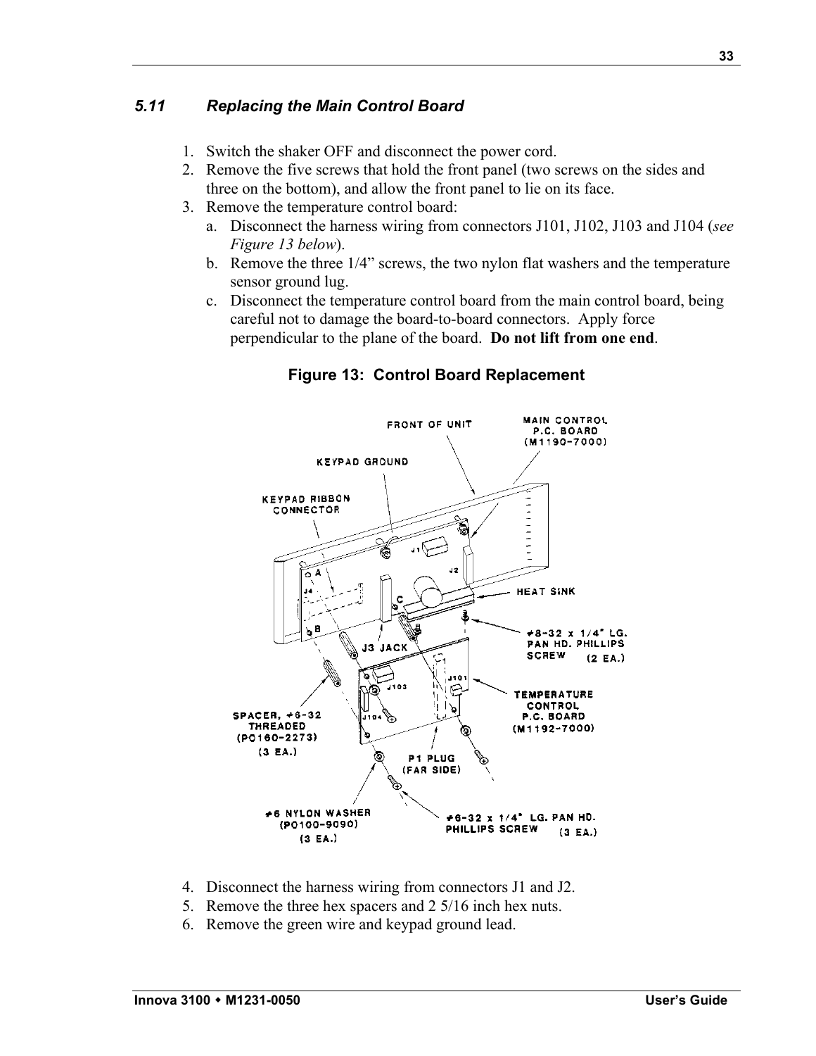### 5.11 Replacing the Main Control Board

1. Switch the shaker OFF and disconnect the power cord.
2. Remove the five screws that hold the front panel (two screws on the sides and three on the bottom), and allow the front panel to lie on its face.
3. Remove the temperature control board:
   a. Disconnect the harness wiring from connectors J101, J102, J103 and J104 (*see Figure 13 below*).
   b. Remove the three 1/4" screws, the two nylon flat washers and the temperature sensor ground lug.
   c. Disconnect the temperature control board from the main control board, being careful not to damage the board-to-board connectors. Apply force perpendicular to the plane of the board. **Do not lift from one end**.

**Figure 13: Control Board Replacement**

4. Disconnect the harness wiring from connectors J1 and J2.
5. Remove the three hex spacers and 2 5/16 inch hex nuts.
6. Remove the green wire and keypad ground lead.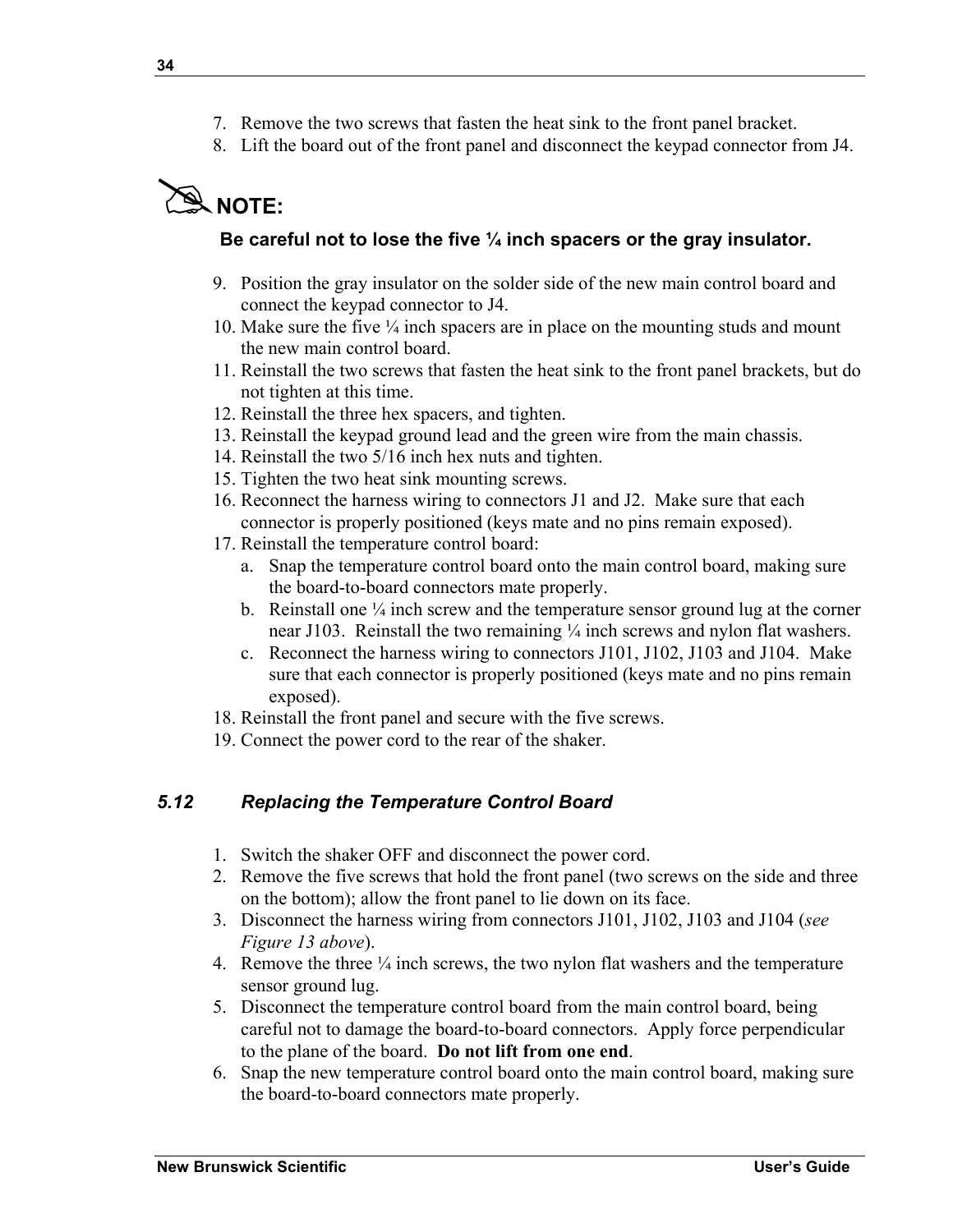7. Remove the two screws that fasten the heat sink to the front panel bracket.
8. Lift the board out of the front panel and disconnect the keypad connector from J4.

**NOTE:**

**Be careful not to lose the five ¼ inch spacers or the gray insulator.**

9. Position the gray insulator on the solder side of the new main control board and connect the keypad connector to J4.
10. Make sure the five ¼ inch spacers are in place on the mounting studs and mount the new main control board.
11. Reinstall the two screws that fasten the heat sink to the front panel brackets, but do not tighten at this time.
12. Reinstall the three hex spacers, and tighten.
13. Reinstall the keypad ground lead and the green wire from the main chassis.
14. Reinstall the two 5/16 inch hex nuts and tighten.
15. Tighten the two heat sink mounting screws.
16. Reconnect the harness wiring to connectors J1 and J2. Make sure that each connector is properly positioned (keys mate and no pins remain exposed).
17. Reinstall the temperature control board:
    a. Snap the temperature control board onto the main control board, making sure the board-to-board connectors mate properly.
    b. Reinstall one ¼ inch screw and the temperature sensor ground lug at the corner near J103. Reinstall the two remaining ¼ inch screws and nylon flat washers.
    c. Reconnect the harness wiring to connectors J101, J102, J103 and J104. Make sure that each connector is properly positioned (keys mate and no pins remain exposed).
18. Reinstall the front panel and secure with the five screws.
19. Connect the power cord to the rear of the shaker.

### *5.12 Replacing the Temperature Control Board*

1. Switch the shaker OFF and disconnect the power cord.
2. Remove the five screws that hold the front panel (two screws on the side and three on the bottom); allow the front panel to lie down on its face.
3. Disconnect the harness wiring from connectors J101, J102, J103 and J104 (*see Figure 13 above*).
4. Remove the three ¼ inch screws, the two nylon flat washers and the temperature sensor ground lug.
5. Disconnect the temperature control board from the main control board, being careful not to damage the board-to-board connectors. Apply force perpendicular to the plane of the board. **Do not lift from one end**.
6. Snap the new temperature control board onto the main control board, making sure the board-to-board connectors mate properly.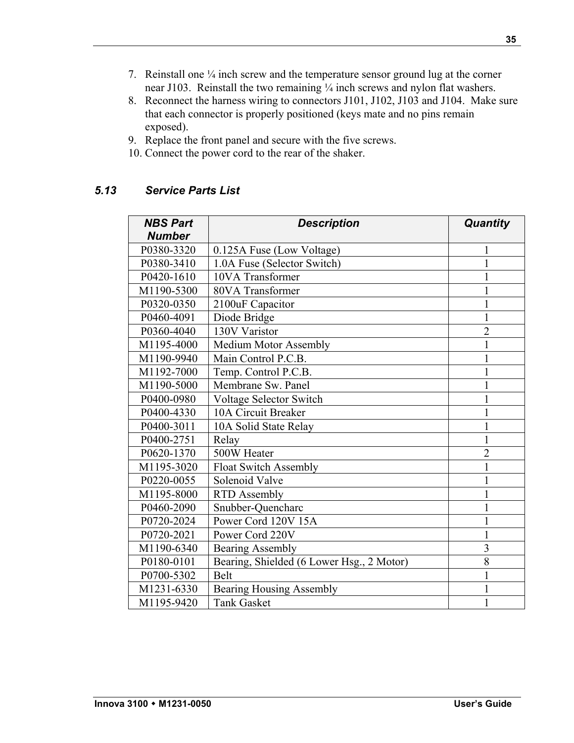7. Reinstall one ¼ inch screw and the temperature sensor ground lug at the corner near J103. Reinstall the two remaining ¼ inch screws and nylon flat washers.
8. Reconnect the harness wiring to connectors J101, J102, J103 and J104. Make sure that each connector is properly positioned (keys mate and no pins remain exposed).
9. Replace the front panel and secure with the five screws.
10. Connect the power cord to the rear of the shaker.

### 5.13 Service Parts List

| NBS Part Number | Description | Quantity |
|---|---|---|
| P0380-3320 | 0.125A Fuse (Low Voltage) | 1 |
| P0380-3410 | 1.0A Fuse (Selector Switch) | 1 |
| P0420-1610 | 10VA Transformer | 1 |
| M1190-5300 | 80VA Transformer | 1 |
| P0320-0350 | 2100uF Capacitor | 1 |
| P0460-4091 | Diode Bridge | 1 |
| P0360-4040 | 130V Varistor | 2 |
| M1195-4000 | Medium Motor Assembly | 1 |
| M1190-9940 | Main Control P.C.B. | 1 |
| M1192-7000 | Temp. Control P.C.B. | 1 |
| M1190-5000 | Membrane Sw. Panel | 1 |
| P0400-0980 | Voltage Selector Switch | 1 |
| P0400-4330 | 10A Circuit Breaker | 1 |
| P0400-3011 | 10A Solid State Relay | 1 |
| P0400-2751 | Relay | 1 |
| P0620-1370 | 500W Heater | 2 |
| M1195-3020 | Float Switch Assembly | 1 |
| P0220-0055 | Solenoid Valve | 1 |
| M1195-8000 | RTD Assembly | 1 |
| P0460-2090 | Snubber-Quencharc | 1 |
| P0720-2024 | Power Cord 120V 15A | 1 |
| P0720-2021 | Power Cord 220V | 1 |
| M1190-6340 | Bearing Assembly | 3 |
| P0180-0101 | Bearing, Shielded (6 Lower Hsg., 2 Motor) | 8 |
| P0700-5302 | Belt | 1 |
| M1231-6330 | Bearing Housing Assembly | 1 |
| M1195-9420 | Tank Gasket | 1 |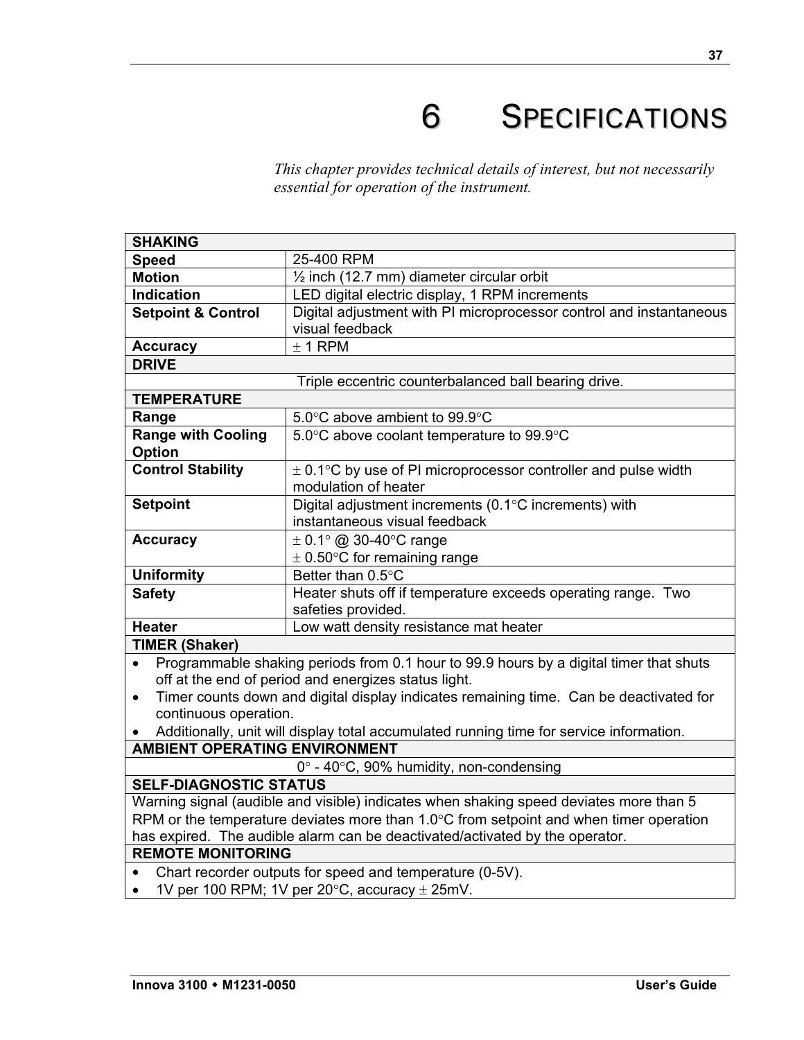# 6 SPECIFICATIONS

*This chapter provides technical details of interest, but not necessarily essential for operation of the instrument.*

| **SHAKING** | |
|---|---|
| **Speed** | 25-400 RPM |
| **Motion** | ½ inch (12.7 mm) diameter circular orbit |
| **Indication** | LED digital electric display, 1 RPM increments |
| **Setpoint & Control** | Digital adjustment with PI microprocessor control and instantaneous visual feedback |
| **Accuracy** | ± 1 RPM |
| **DRIVE** | |
| Triple eccentric counterbalanced ball bearing drive. | |
| **TEMPERATURE** | |
| **Range** | 5.0°C above ambient to 99.9°C |
| **Range with Cooling Option** | 5.0°C above coolant temperature to 99.9°C |
| **Control Stability** | ± 0.1°C by use of PI microprocessor controller and pulse width modulation of heater |
| **Setpoint** | Digital adjustment increments (0.1°C increments) with instantaneous visual feedback |
| **Accuracy** | ± 0.1° @ 30-40°C range<br>± 0.50°C for remaining range |
| **Uniformity** | Better than 0.5°C |
| **Safety** | Heater shuts off if temperature exceeds operating range. Two safeties provided. |
| **Heater** | Low watt density resistance mat heater |
| **TIMER (Shaker)** | |
| • Programmable shaking periods from 0.1 hour to 99.9 hours by a digital timer that shuts off at the end of period and energizes status light.<br>• Timer counts down and digital display indicates remaining time. Can be deactivated for continuous operation.<br>• Additionally, unit will display total accumulated running time for service information. | |
| **AMBIENT OPERATING ENVIRONMENT** | |
| 0° - 40°C, 90% humidity, non-condensing | |
| **SELF-DIAGNOSTIC STATUS** | |
| Warning signal (audible and visible) indicates when shaking speed deviates more than 5 RPM or the temperature deviates more than 1.0°C from setpoint and when timer operation has expired. The audible alarm can be deactivated/activated by the operator. | |
| **REMOTE MONITORING** | |
| • Chart recorder outputs for speed and temperature (0-5V).<br>• 1V per 100 RPM; 1V per 20°C, accuracy ± 25mV. | |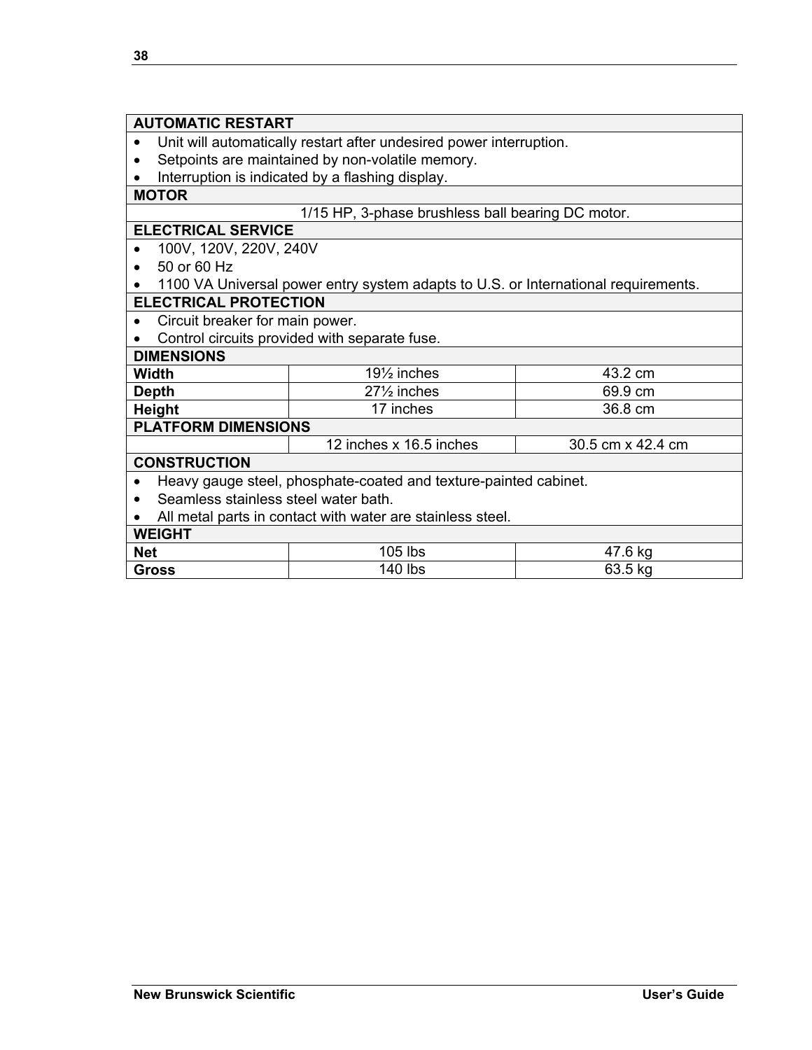| AUTOMATIC RESTART | | |
|---|---|---|
| • Unit will automatically restart after undesired power interruption.<br>• Setpoints are maintained by non-volatile memory.<br>• Interruption is indicated by a flashing display. | | |
| **MOTOR** | | |
| 1/15 HP, 3-phase brushless ball bearing DC motor. | | |
| **ELECTRICAL SERVICE** | | |
| • 100V, 120V, 220V, 240V<br>• 50 or 60 Hz<br>• 1100 VA Universal power entry system adapts to U.S. or International requirements. | | |
| **ELECTRICAL PROTECTION** | | |
| • Circuit breaker for main power.<br>• Control circuits provided with separate fuse. | | |
| **DIMENSIONS** | | |
| **Width** | 19½ inches | 43.2 cm |
| **Depth** | 27½ inches | 69.9 cm |
| **Height** | 17 inches | 36.8 cm |
| **PLATFORM DIMENSIONS** | | |
| | 12 inches x 16.5 inches | 30.5 cm x 42.4 cm |
| **CONSTRUCTION** | | |
| • Heavy gauge steel, phosphate-coated and texture-painted cabinet.<br>• Seamless stainless steel water bath.<br>• All metal parts in contact with water are stainless steel. | | |
| **WEIGHT** | | |
| **Net** | 105 lbs | 47.6 kg |
| **Gross** | 140 lbs | 63.5 kg |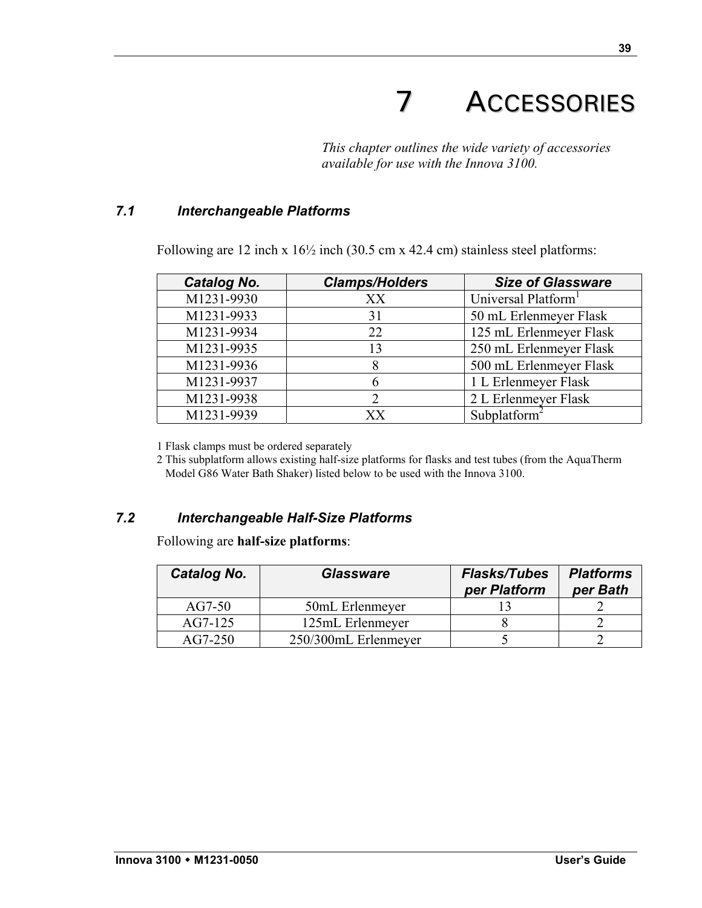# 7 ACCESSORIES

*This chapter outlines the wide variety of accessories available for use with the Innova 3100.*

## 7.1 Interchangeable Platforms

Following are 12 inch x 16½ inch (30.5 cm x 42.4 cm) stainless steel platforms:

| Catalog No. | Clamps/Holders | Size of Glassware |
|---|---|---|
| M1231-9930 | XX | Universal Platform[1] |
| M1231-9933 | 31 | 50 mL Erlenmeyer Flask |
| M1231-9934 | 22 | 125 mL Erlenmeyer Flask |
| M1231-9935 | 13 | 250 mL Erlenmeyer Flask |
| M1231-9936 | 8 | 500 mL Erlenmeyer Flask |
| M1231-9937 | 6 | 1 L Erlenmeyer Flask |
| M1231-9938 | 2 | 2 L Erlenmeyer Flask |
| M1231-9939 | XX | Subplatform[2] |

1 Flask clamps must be ordered separately

2 This subplatform allows existing half-size platforms for flasks and test tubes (from the AquaTherm Model G86 Water Bath Shaker) listed below to be used with the Innova 3100.

## 7.2 Interchangeable Half-Size Platforms

Following are **half-size platforms**:

| Catalog No. | Glassware | Flasks/Tubes per Platform | Platforms per Bath |
|---|---|---|---|
| AG7-50 | 50mL Erlenmeyer | 13 | 2 |
| AG7-125 | 125mL Erlenmeyer | 8 | 2 |
| AG7-250 | 250/300mL Erlenmeyer | 5 | 2 |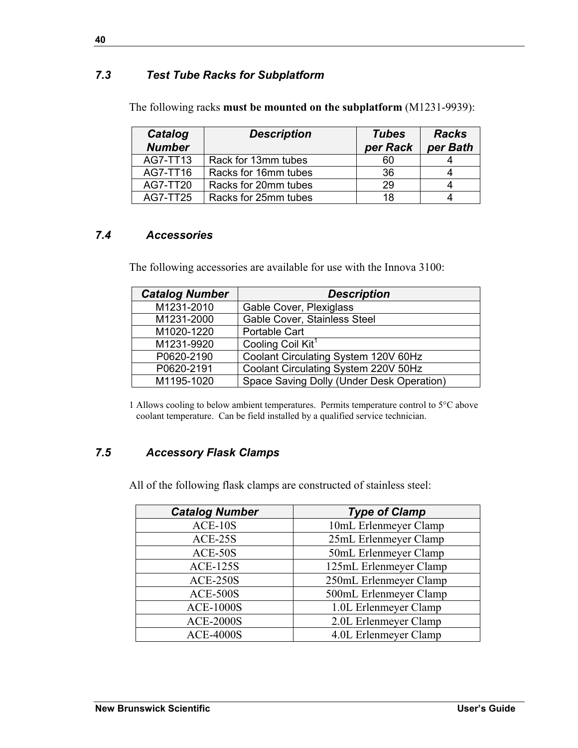### 7.3 Test Tube Racks for Subplatform

The following racks **must be mounted on the subplatform** (M1231-9939):

| Catalog Number | Description | Tubes per Rack | Racks per Bath |
|---|---|---|---|
| AG7-TT13 | Rack for 13mm tubes | 60 | 4 |
| AG7-TT16 | Racks for 16mm tubes | 36 | 4 |
| AG7-TT20 | Racks for 20mm tubes | 29 | 4 |
| AG7-TT25 | Racks for 25mm tubes | 18 | 4 |

### 7.4 Accessories

The following accessories are available for use with the Innova 3100:

| Catalog Number | Description |
|---|---|
| M1231-2010 | Gable Cover, Plexiglass |
| M1231-2000 | Gable Cover, Stainless Steel |
| M1020-1220 | Portable Cart |
| M1231-9920 | Cooling Coil Kit[1] |
| P0620-2190 | Coolant Circulating System 120V 60Hz |
| P0620-2191 | Coolant Circulating System 220V 50Hz |
| M1195-1020 | Space Saving Dolly (Under Desk Operation) |

1 Allows cooling to below ambient temperatures. Permits temperature control to 5°C above coolant temperature. Can be field installed by a qualified service technician.

### 7.5 Accessory Flask Clamps

All of the following flask clamps are constructed of stainless steel:

| Catalog Number | Type of Clamp |
|---|---|
| ACE-10S | 10mL Erlenmeyer Clamp |
| ACE-25S | 25mL Erlenmeyer Clamp |
| ACE-50S | 50mL Erlenmeyer Clamp |
| ACE-125S | 125mL Erlenmeyer Clamp |
| ACE-250S | 250mL Erlenmeyer Clamp |
| ACE-500S | 500mL Erlenmeyer Clamp |
| ACE-1000S | 1.0L Erlenmeyer Clamp |
| ACE-2000S | 2.0L Erlenmeyer Clamp |
| ACE-4000S | 4.0L Erlenmeyer Clamp |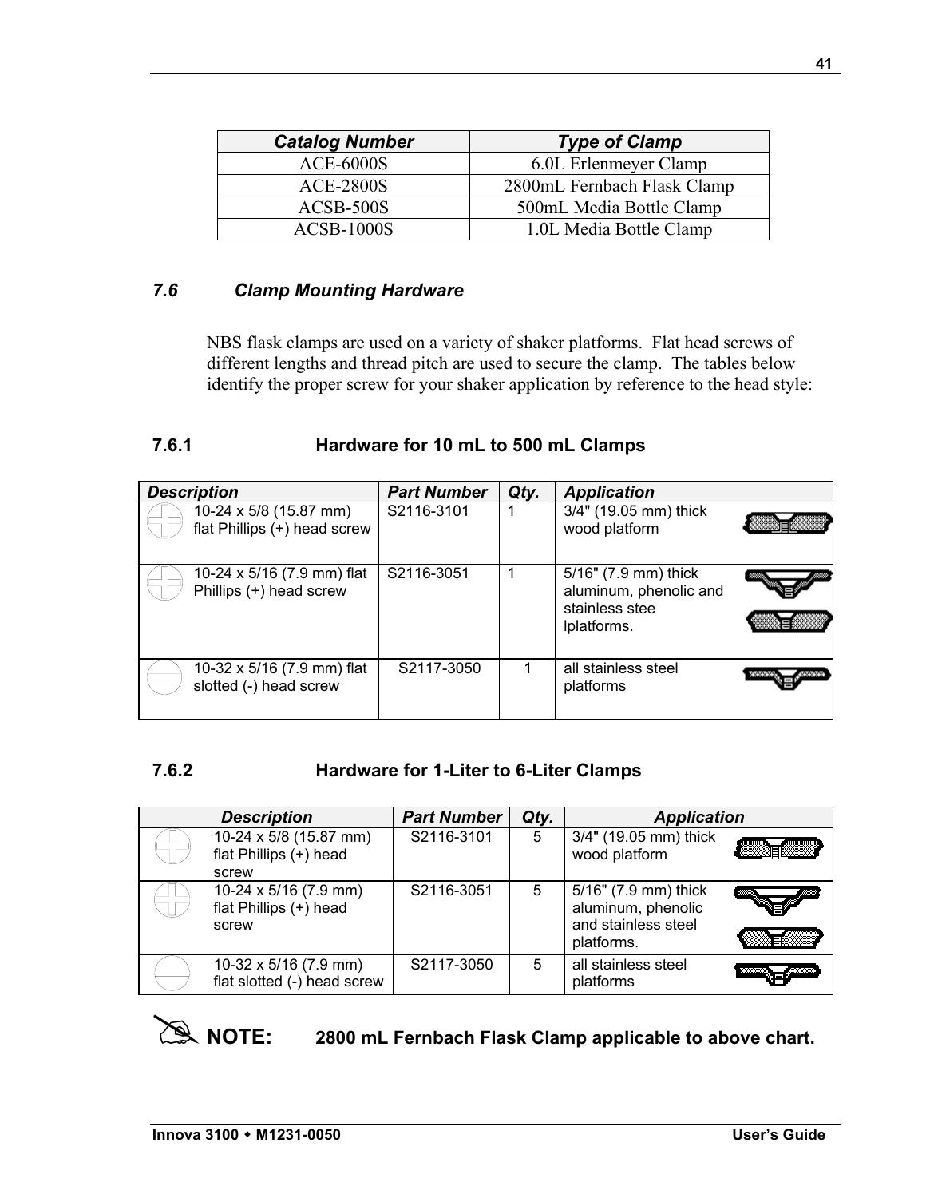| Catalog Number | Type of Clamp |
|---|---|
| ACE-6000S | 6.0L Erlenmeyer Clamp |
| ACE-2800S | 2800mL Fernbach Flask Clamp |
| ACSB-500S | 500mL Media Bottle Clamp |
| ACSB-1000S | 1.0L Media Bottle Clamp |

### 7.6 Clamp Mounting Hardware

NBS flask clamps are used on a variety of shaker platforms. Flat head screws of different lengths and thread pitch are used to secure the clamp. The tables below identify the proper screw for your shaker application by reference to the head style:

#### 7.6.1 Hardware for 10 mL to 500 mL Clamps

| Description | Part Number | Qty. | Application |
|---|---|---|---|
| 10-24 x 5/8 (15.87 mm) flat Phillips (+) head screw | S2116-3101 | 1 | 3/4" (19.05 mm) thick wood platform |
| 10-24 x 5/16 (7.9 mm) flat Phillips (+) head screw | S2116-3051 | 1 | 5/16" (7.9 mm) thick aluminum, phenolic and stainless stee lplatforms. |
| 10-32 x 5/16 (7.9 mm) flat slotted (-) head screw | S2117-3050 | 1 | all stainless steel platforms |

#### 7.6.2 Hardware for 1-Liter to 6-Liter Clamps

| Description | Part Number | Qty. | Application |
|---|---|---|---|
| 10-24 x 5/8 (15.87 mm) flat Phillips (+) head screw | S2116-3101 | 5 | 3/4" (19.05 mm) thick wood platform |
| 10-24 x 5/16 (7.9 mm) flat Phillips (+) head screw | S2116-3051 | 5 | 5/16" (7.9 mm) thick aluminum, phenolic and stainless steel platforms. |
| 10-32 x 5/16 (7.9 mm) flat slotted (-) head screw | S2117-3050 | 5 | all stainless steel platforms |

**NOTE:** **2800 mL Fernbach Flask Clamp applicable to above chart.**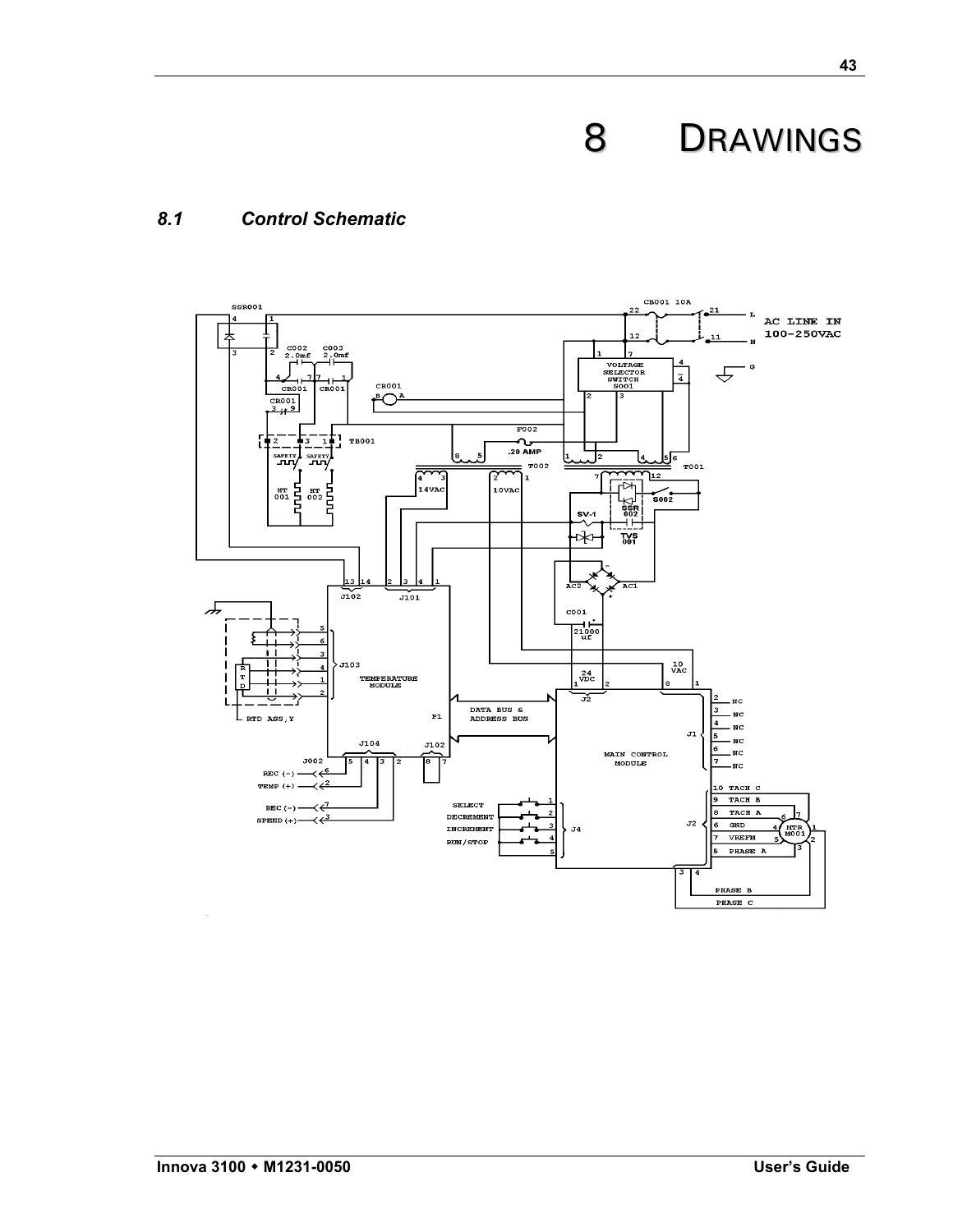# 8 DRAWINGS

## *8.1 Control Schematic*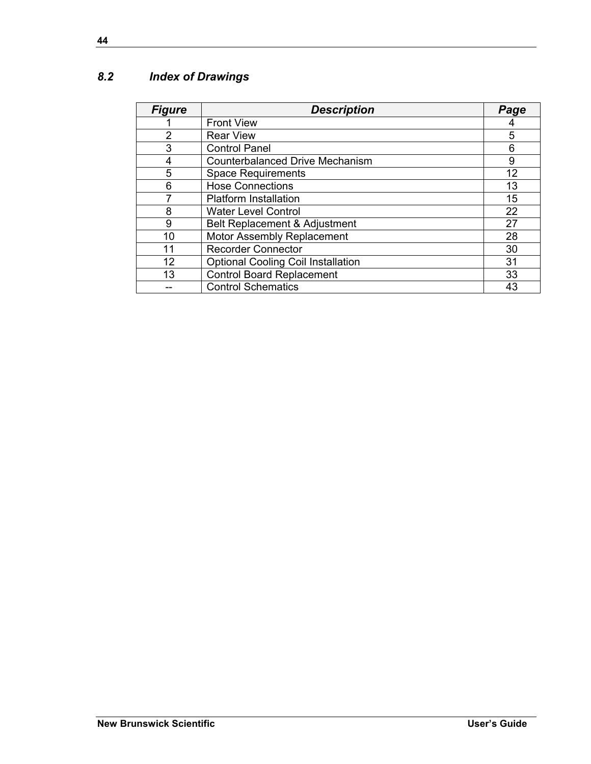## *8.2 Index of Drawings*

| *Figure* | *Description* | *Page* |
|---|---|---|
| 1 | Front View | 4 |
| 2 | Rear View | 5 |
| 3 | Control Panel | 6 |
| 4 | Counterbalanced Drive Mechanism | 9 |
| 5 | Space Requirements | 12 |
| 6 | Hose Connections | 13 |
| 7 | Platform Installation | 15 |
| 8 | Water Level Control | 22 |
| 9 | Belt Replacement & Adjustment | 27 |
| 10 | Motor Assembly Replacement | 28 |
| 11 | Recorder Connector | 30 |
| 12 | Optional Cooling Coil Installation | 31 |
| 13 | Control Board Replacement | 33 |
| -- | Control Schematics | 43 |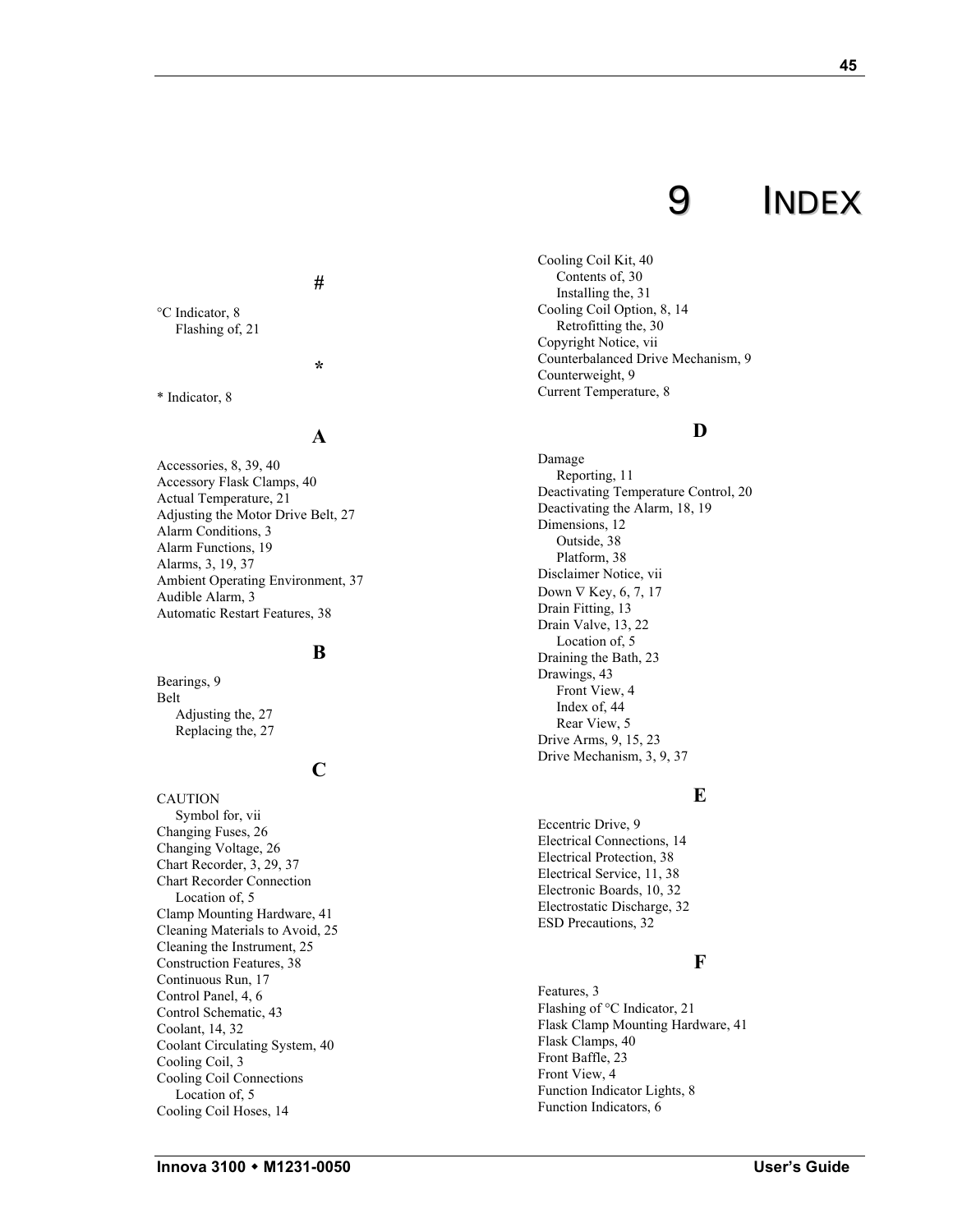# 9 INDEX

## #

°C Indicator, 8
  Flashing of, 21

## *

* Indicator, 8

## A

Accessories, 8, 39, 40
Accessory Flask Clamps, 40
Actual Temperature, 21
Adjusting the Motor Drive Belt, 27
Alarm Conditions, 3
Alarm Functions, 19
Alarms, 3, 19, 37
Ambient Operating Environment, 37
Audible Alarm, 3
Automatic Restart Features, 38

## B

Bearings, 9
Belt
  Adjusting the, 27
  Replacing the, 27

## C

CAUTION
  Symbol for, vii
Changing Fuses, 26
Changing Voltage, 26
Chart Recorder, 3, 29, 37
Chart Recorder Connection
  Location of, 5
Clamp Mounting Hardware, 41
Cleaning Materials to Avoid, 25
Cleaning the Instrument, 25
Construction Features, 38
Continuous Run, 17
Control Panel, 4, 6
Control Schematic, 43
Coolant, 14, 32
Coolant Circulating System, 40
Cooling Coil, 3
Cooling Coil Connections
  Location of, 5
Cooling Coil Hoses, 14
Cooling Coil Kit, 40
  Contents of, 30
  Installing the, 31
Cooling Coil Option, 8, 14
  Retrofitting the, 30
Copyright Notice, vii
Counterbalanced Drive Mechanism, 9
Counterweight, 9
Current Temperature, 8

## D

Damage
  Reporting, 11
Deactivating Temperature Control, 20
Deactivating the Alarm, 18, 19
Dimensions, 12
  Outside, 38
  Platform, 38
Disclaimer Notice, vii
Down ∇ Key, 6, 7, 17
Drain Fitting, 13
Drain Valve, 13, 22
  Location of, 5
Draining the Bath, 23
Drawings, 43
  Front View, 4
  Index of, 44
  Rear View, 5
Drive Arms, 9, 15, 23
Drive Mechanism, 3, 9, 37

## E

Eccentric Drive, 9
Electrical Connections, 14
Electrical Protection, 38
Electrical Service, 11, 38
Electronic Boards, 10, 32
Electrostatic Discharge, 32
ESD Precautions, 32

## F

Features, 3
Flashing of °C Indicator, 21
Flask Clamp Mounting Hardware, 41
Flask Clamps, 40
Front Baffle, 23
Front View, 4
Function Indicator Lights, 8
Function Indicators, 6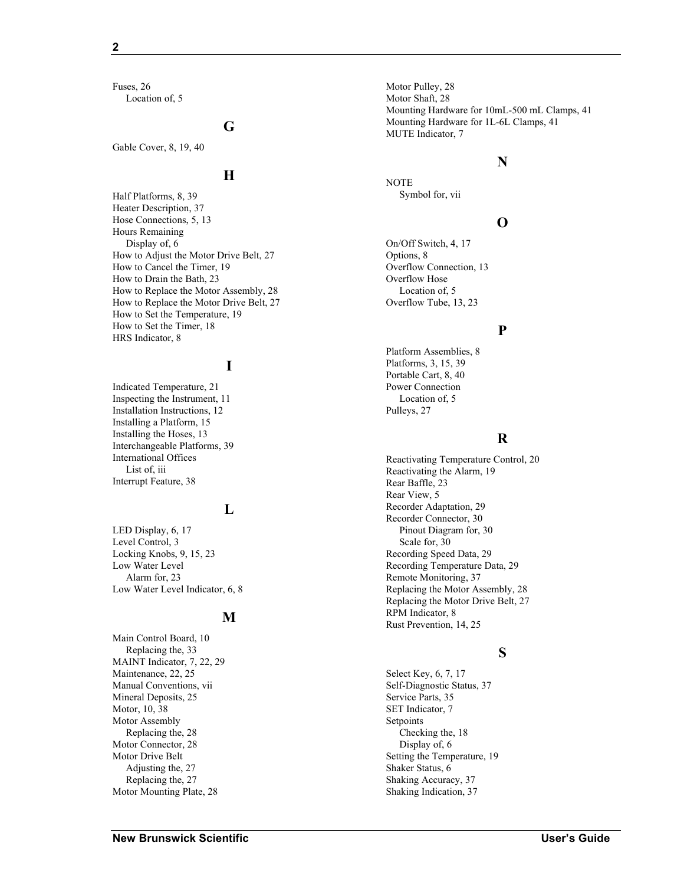Fuses, 26
- Location of, 5

## G

Gable Cover, 8, 19, 40

## H

Half Platforms, 8, 39
Heater Description, 37
Hose Connections, 5, 13
Hours Remaining
- Display of, 6

How to Adjust the Motor Drive Belt, 27
How to Cancel the Timer, 19
How to Drain the Bath, 23
How to Replace the Motor Assembly, 28
How to Replace the Motor Drive Belt, 27
How to Set the Temperature, 19
How to Set the Timer, 18
HRS Indicator, 8

## I

Indicated Temperature, 21
Inspecting the Instrument, 11
Installation Instructions, 12
Installing a Platform, 15
Installing the Hoses, 13
Interchangeable Platforms, 39
International Offices
- List of, iii

Interrupt Feature, 38

## L

LED Display, 6, 17
Level Control, 3
Locking Knobs, 9, 15, 23
Low Water Level
- Alarm for, 23

Low Water Level Indicator, 6, 8

## M

Main Control Board, 10
- Replacing the, 33

MAINT Indicator, 7, 22, 29
Maintenance, 22, 25
Manual Conventions, vii
Mineral Deposits, 25
Motor, 10, 38
Motor Assembly
- Replacing the, 28

Motor Connector, 28
Motor Drive Belt
- Adjusting the, 27
- Replacing the, 27

Motor Mounting Plate, 28
Motor Pulley, 28
Motor Shaft, 28
Mounting Hardware for 10mL-500 mL Clamps, 41
Mounting Hardware for 1L-6L Clamps, 41
MUTE Indicator, 7

## N

NOTE
- Symbol for, vii

## O

On/Off Switch, 4, 17
Options, 8
Overflow Connection, 13
Overflow Hose
- Location of, 5

Overflow Tube, 13, 23

## P

Platform Assemblies, 8
Platforms, 3, 15, 39
Portable Cart, 8, 40
Power Connection
- Location of, 5

Pulleys, 27

## R

Reactivating Temperature Control, 20
Reactivating the Alarm, 19
Rear Baffle, 23
Rear View, 5
Recorder Adaptation, 29
Recorder Connector, 30
- Pinout Diagram for, 30
- Scale for, 30

Recording Speed Data, 29
Recording Temperature Data, 29
Remote Monitoring, 37
Replacing the Motor Assembly, 28
Replacing the Motor Drive Belt, 27
RPM Indicator, 8
Rust Prevention, 14, 25

## S

Select Key, 6, 7, 17
Self-Diagnostic Status, 37
Service Parts, 35
SET Indicator, 7
Setpoints
- Checking the, 18
- Display of, 6

Setting the Temperature, 19
Shaker Status, 6
Shaking Accuracy, 37
Shaking Indication, 37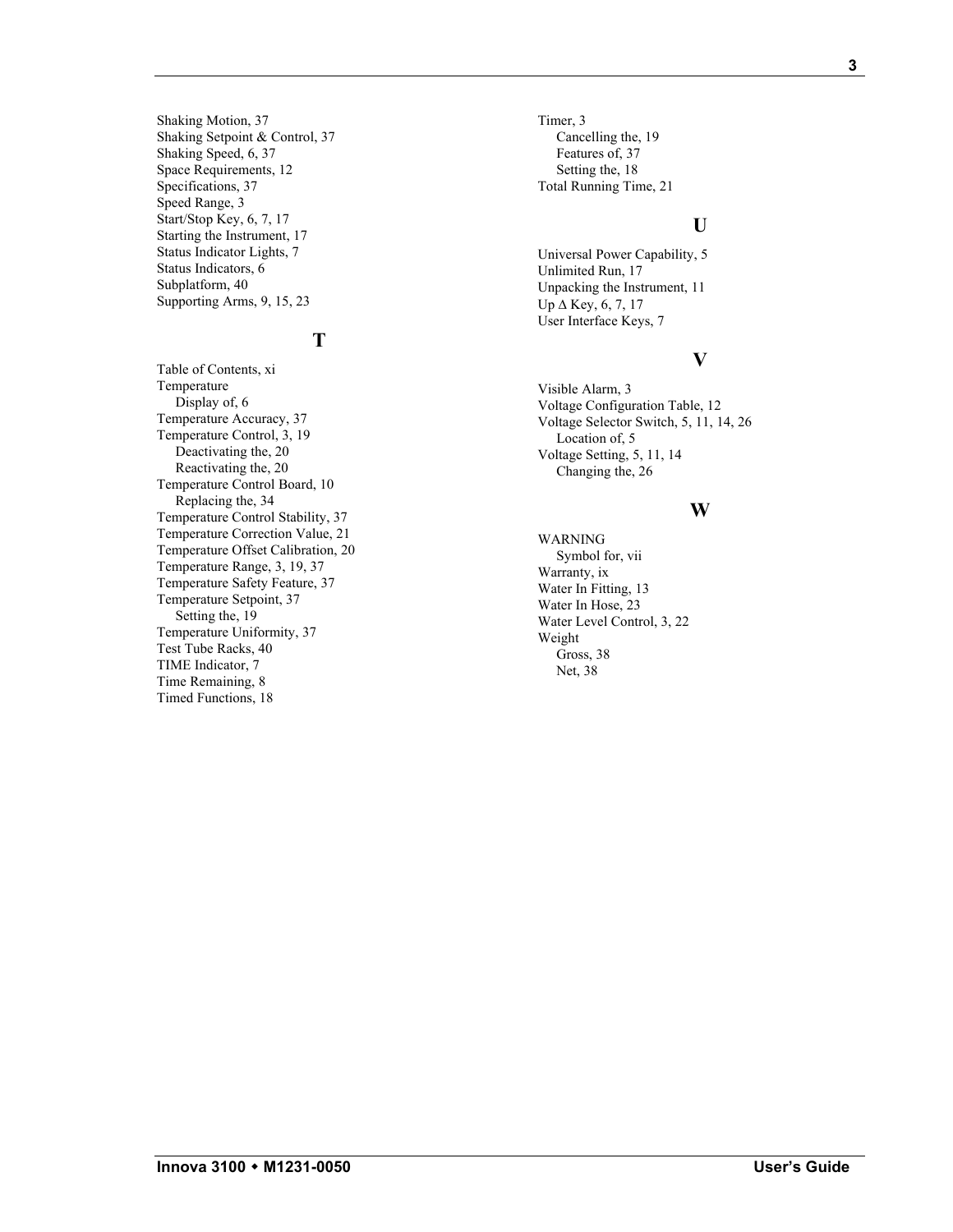Shaking Motion, 37
Shaking Setpoint & Control, 37
Shaking Speed, 6, 37
Space Requirements, 12
Specifications, 37
Speed Range, 3
Start/Stop Key, 6, 7, 17
Starting the Instrument, 17
Status Indicator Lights, 7
Status Indicators, 6
Subplatform, 40
Supporting Arms, 9, 15, 23

## T

Table of Contents, xi
Temperature
    Display of, 6
Temperature Accuracy, 37
Temperature Control, 3, 19
    Deactivating the, 20
    Reactivating the, 20
Temperature Control Board, 10
    Replacing the, 34
Temperature Control Stability, 37
Temperature Correction Value, 21
Temperature Offset Calibration, 20
Temperature Range, 3, 19, 37
Temperature Safety Feature, 37
Temperature Setpoint, 37
    Setting the, 19
Temperature Uniformity, 37
Test Tube Racks, 40
TIME Indicator, 7
Time Remaining, 8
Timed Functions, 18
Timer, 3
    Cancelling the, 19
    Features of, 37
    Setting the, 18
Total Running Time, 21

## U

Universal Power Capability, 5
Unlimited Run, 17
Unpacking the Instrument, 11
Up Δ Key, 6, 7, 17
User Interface Keys, 7

## V

Visible Alarm, 3
Voltage Configuration Table, 12
Voltage Selector Switch, 5, 11, 14, 26
    Location of, 5
Voltage Setting, 5, 11, 14
    Changing the, 26

## W

WARNING
    Symbol for, vii
Warranty, ix
Water In Fitting, 13
Water In Hose, 23
Water Level Control, 3, 22
Weight
    Gross, 38
    Net, 38